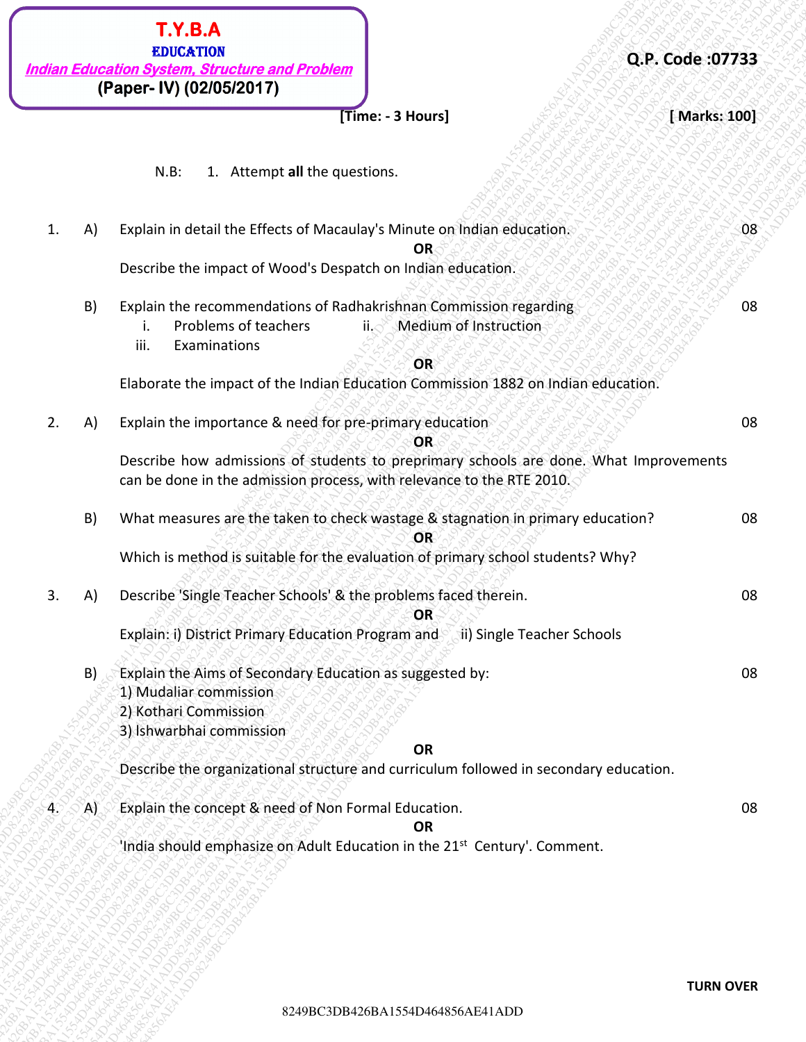**T.Y.B.A**
**EDUCATION**
***Indian Education System, Structure and Problem***
**(Paper- IV) (02/05/2017)**

**Q.P. Code :07733**

**[Time: - 3 Hours]** **[ Marks: 100]**

N.B: 1. Attempt **all** the questions.

1\. A) Explain in detail the Effects of Macaulay's Minute on Indian education. 08

**OR**

Describe the impact of Wood's Despatch on Indian education.

B) Explain the recommendations of Radhakrishnan Commission regarding 08

i. Problems of teachers ii. Medium of Instruction

iii. Examinations

**OR**

Elaborate the impact of the Indian Education Commission 1882 on Indian education.

2\. A) Explain the importance & need for pre-primary education 08

**OR**

Describe how admissions of students to preprimary schools are done. What Improvements can be done in the admission process, with relevance to the RTE 2010.

B) What measures are the taken to check wastage & stagnation in primary education? 08

**OR**

Which is method is suitable for the evaluation of primary school students? Why?

3\. A) Describe 'Single Teacher Schools' & the problems faced therein. 08

**OR**

Explain: i) District Primary Education Program and ii) Single Teacher Schools

B) Explain the Aims of Secondary Education as suggested by: 08

1) Mudaliar commission
2) Kothari Commission
3) Ishwarbhai commission

**OR**

Describe the organizational structure and curriculum followed in secondary education.

4\. A) Explain the concept & need of Non Formal Education. 08

**OR**

'India should emphasize on Adult Education in the 21st Century'. Comment.

**TURN OVER**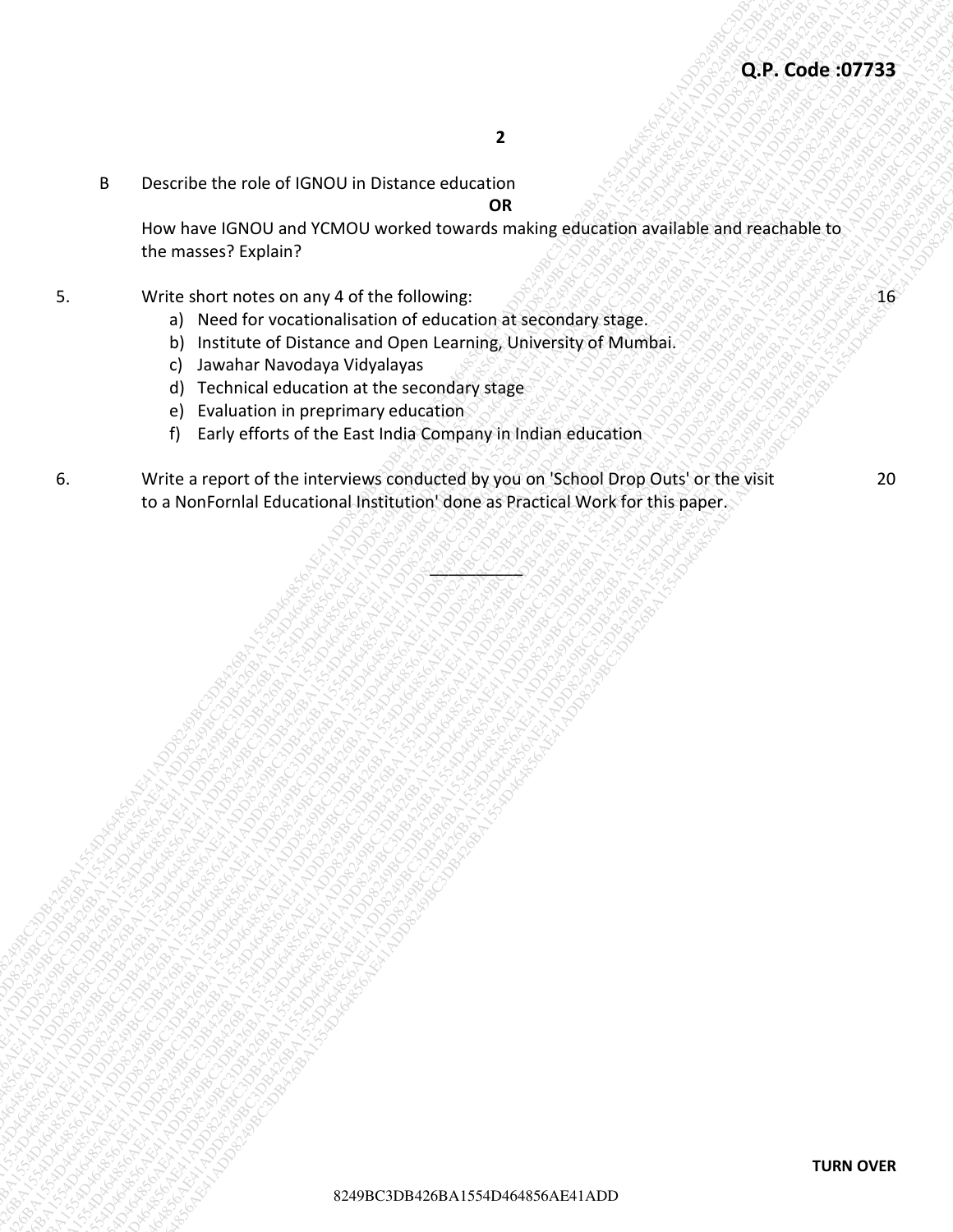B Describe the role of IGNOU in Distance education

**OR**

How have IGNOU and YCMOU worked towards making education available and reachable to the masses? Explain?

5. Write short notes on any 4 of the following: 16

   a) Need for vocationalisation of education at secondary stage.
   b) Institute of Distance and Open Learning, University of Mumbai.
   c) Jawahar Navodaya Vidyalayas
   d) Technical education at the secondary stage
   e) Evaluation in preprimary education
   f) Early efforts of the East India Company in Indian education

6. Write a report of the interviews conducted by you on 'School Drop Outs' or the visit to a NonFornlal Educational Institution' done as Practical Work for this paper. 20

___________

**TURN OVER**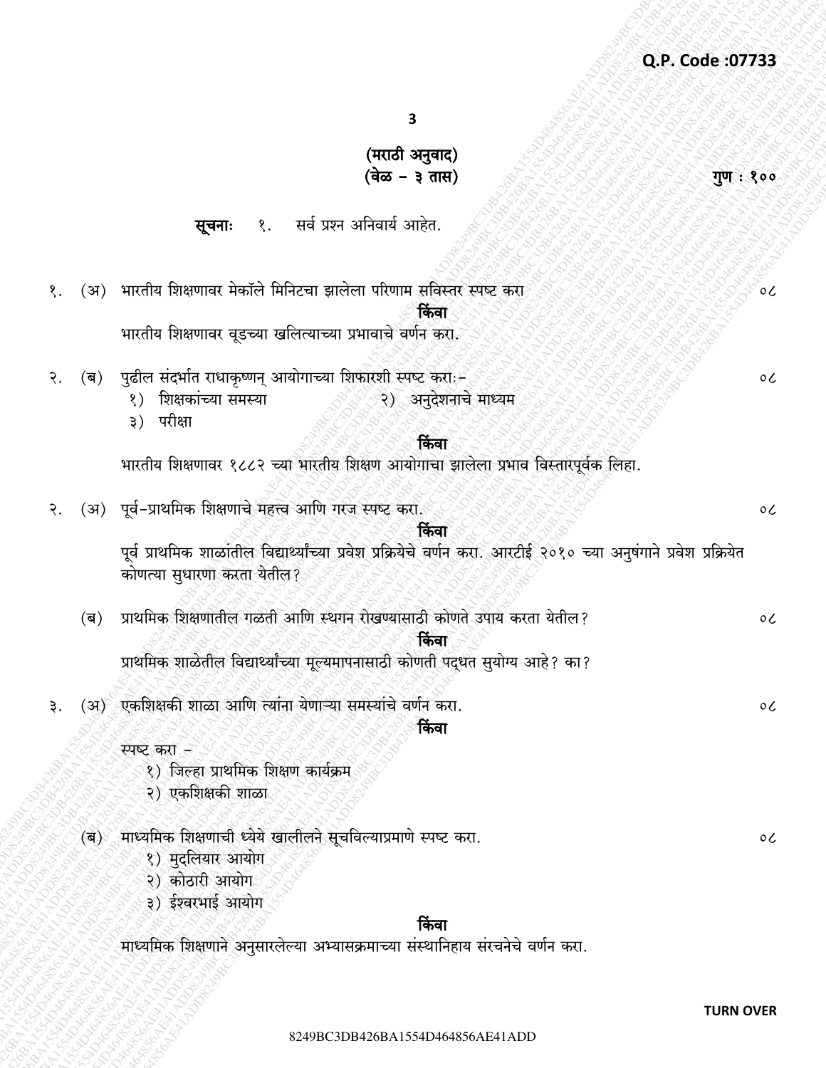Q.P. Code :07733

(मराठी अनुवाद)
(वेळ – ३ तास) गुण : १००

**सूचनाः** १. सर्व प्रश्न अनिवार्य आहेत.

१. (अ) भारतीय शिक्षणावर मेकॉले मिनिटचा झालेला परिणाम सविस्तर स्पष्ट करा ०८

**किंवा**

भारतीय शिक्षणावर वूडच्या खलित्याच्या प्रभावाचे वर्णन करा.

२. (ब) पुढील संदर्भात राधाकृष्णन् आयोगाच्या शिफारशी स्पष्ट कराः- ०८

१) शिक्षकांच्या समस्या २) अनुदेशनाचे माध्यम
३) परीक्षा

**किंवा**

भारतीय शिक्षणावर १८८२ च्या भारतीय शिक्षण आयोगाचा झालेला प्रभाव विस्तारपूर्वक लिहा.

२. (अ) पूर्व-प्राथमिक शिक्षणाचे महत्त्व आणि गरज स्पष्ट करा. ०८

**किंवा**

पूर्व प्राथमिक शाळांतील विद्यार्थ्यांच्या प्रवेश प्रक्रियेचे वर्णन करा. आरटीई २०१० च्या अनुषंगाने प्रवेश प्रक्रियेत कोणत्या सुधारणा करता येतील?

(ब) प्राथमिक शिक्षणातील गळती आणि स्थगन रोखण्यासाठी कोणते उपाय करता येतील? ०८

**किंवा**

प्राथमिक शाळेतील विद्यार्थ्यांच्या मूल्यमापनासाठी कोणती पद्धत सुयोग्य आहे? का?

३. (अ) एकशिक्षकी शाळा आणि त्यांना येणाऱ्या समस्यांचे वर्णन करा. ०८

**किंवा**

स्पष्ट करा -

१) जिल्हा प्राथमिक शिक्षण कार्यक्रम
२) एकशिक्षकी शाळा

(ब) माध्यमिक शिक्षणाची ध्येये खालीलने सूचविल्याप्रमाणे स्पष्ट करा. ०८

१) मुदलियार आयोग
२) कोठारी आयोग
३) ईश्वरभाई आयोग

**किंवा**

माध्यमिक शिक्षणाने अनुसारलेल्या अभ्यासक्रमाच्या संस्थानिहाय संरचनेचे वर्णन करा.

TURN OVER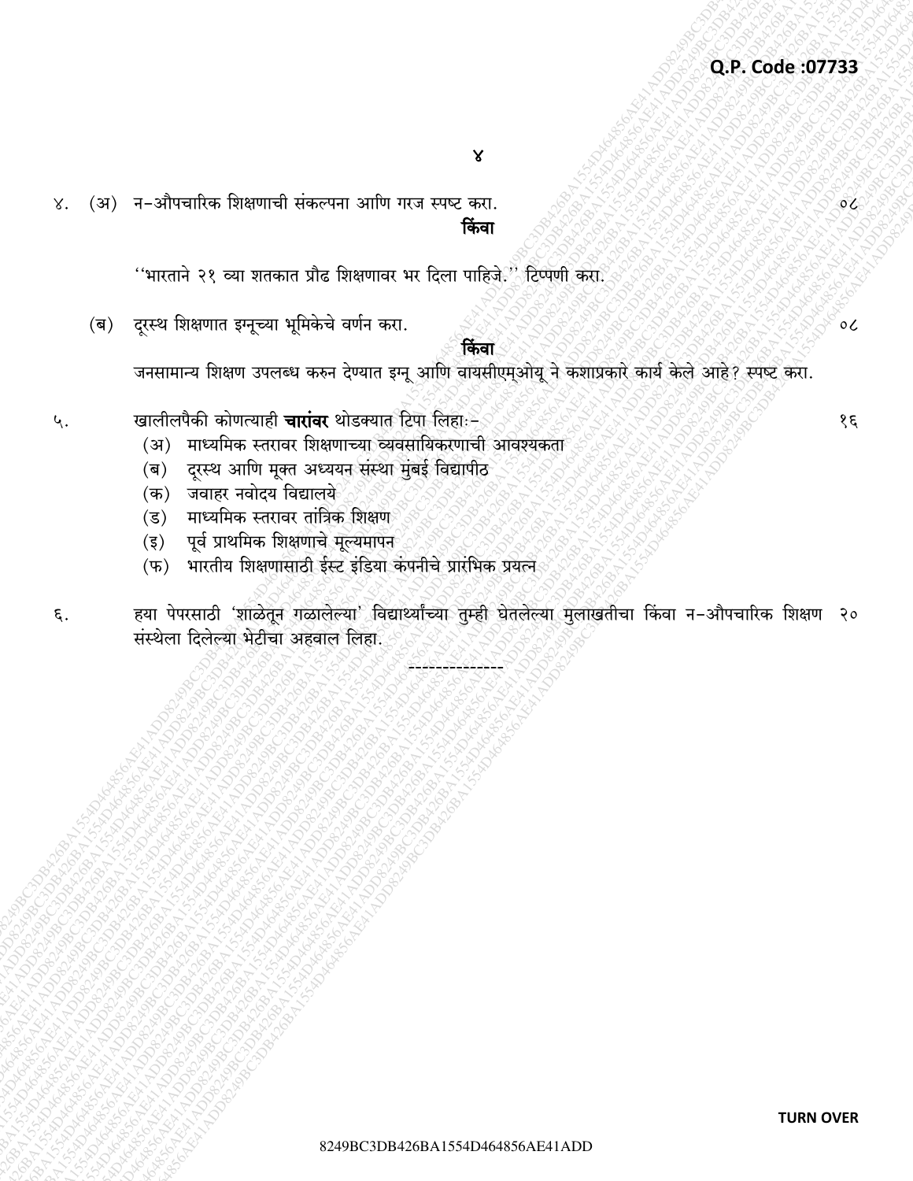४. (अ) न-औपचारिक शिक्षणाची संकल्पना आणि गरज स्पष्ट करा. ०८

**किंवा**

''भारताने २१ व्या शतकात प्रौढ शिक्षणावर भर दिला पाहिजे.'' टिप्पणी करा.

(ब) दूरस्थ शिक्षणात इग्नूच्या भूमिकेचे वर्णन करा. ०८

**किंवा**

जनसामान्य शिक्षण उपलब्ध करुन देण्यात इग्नू आणि वायसीएम्ओयू ने कशाप्रकारे कार्य केले आहे? स्पष्ट करा.

५. खालीलपैकी कोणत्याही **चारांवर** थोडक्यात टिपा लिहाः- १६

(अ) माध्यमिक स्तरावर शिक्षणाच्या व्यवसायिकरणाची आवश्यकता

(ब) दूरस्थ आणि मूक्त अध्ययन संस्था मुंबई विद्यापीठ

(क) जवाहर नवोदय विद्यालये

(ड) माध्यमिक स्तरावर तांत्रिक शिक्षण

(इ) पूर्व प्राथमिक शिक्षणाचे मूल्यमापन

(फ) भारतीय शिक्षणासाठी ईस्ट इंडिया कंपनीचे प्रारंभिक प्रयत्न

६. हया पेपरसाठी 'शाळेतून गळालेल्या' विद्यार्थ्यांच्या तुम्ही घेतलेल्या मुलाखतीचा किंवा न-औपचारिक शिक्षण संस्थेला दिलेल्या भेटीचा अहवाल लिहा. २०

--------------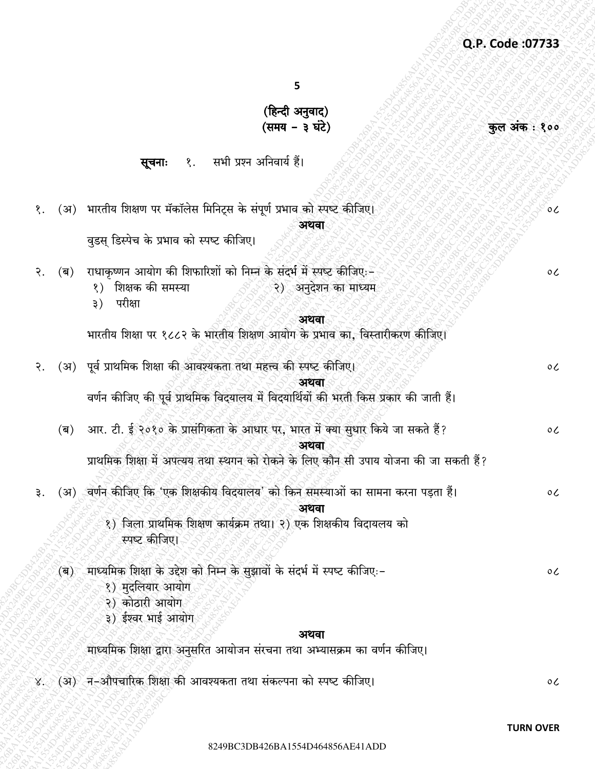Q.P. Code :07733

(हिन्दी अनुवाद)
(समय – ३ घंटे) कुल अंक : १००

**सूचनाः** १. सभी प्रश्न अनिवार्य हैं।

१. (अ) भारतीय शिक्षण पर मॅकॉलेस मिनिट्स के संपूर्ण प्रभाव को स्पष्ट कीजिए। ०८

**अथवा**

वुडस् डिस्पेच के प्रभाव को स्पष्ट कीजिए।

२. (ब) राधाकृष्णन आयोग की शिफारिशों को निम्न के संदर्भ में स्पष्ट कीजिएः– ०८

१) शिक्षक की समस्या २) अनुदेशन का माध्यम
३) परीक्षा

**अथवा**

भारतीय शिक्षा पर १८८२ के भारतीय शिक्षण आयोग के प्रभाव का, विस्तारीकरण कीजिए।

२. (अ) पूर्व प्राथमिक शिक्षा की आवश्यकता तथा महत्त्व की स्पष्ट कीजिए। ०८

**अथवा**

वर्णन कीजिए की पूर्व प्राथमिक विद्यालय में विद्यार्थियों की भरती किस प्रकार की जाती हैं।

(ब) आर. टी. ई २०१० के प्रासंगिकता के आधार पर, भारत में क्या सुधार किये जा सकते हैं? ०८

**अथवा**

प्राथमिक शिक्षा में अपत्यय तथा स्थगन को रोकने के लिए कौन सी उपाय योजना की जा सकती हैं?

३. (अ) वर्णन कीजिए कि 'एक शिक्षकीय विद्यालय' को किन समस्याओं का सामना करना पड़ता हैं। ०८

**अथवा**

१) जिला प्राथमिक शिक्षण कार्यक्रम तथा। २) एक शिक्षकीय विदायलय को स्पष्ट कीजिए।

(ब) माध्यमिक शिक्षा के उद्देश को निम्न के सुझावों के संदर्भ में स्पष्ट कीजिएः– ०८

१) मुदलियार आयोग
२) कोठारी आयोग
३) ईश्वर भाई आयोग

**अथवा**

माध्यमिक शिक्षा द्वारा अनुसरित आयोजन संरचना तथा अभ्यासक्रम का वर्णन कीजिए।

४. (अ) न–औपचारिक शिक्षा की आवश्यकता तथा संकल्पना को स्पष्ट कीजिए। ०८

TURN OVER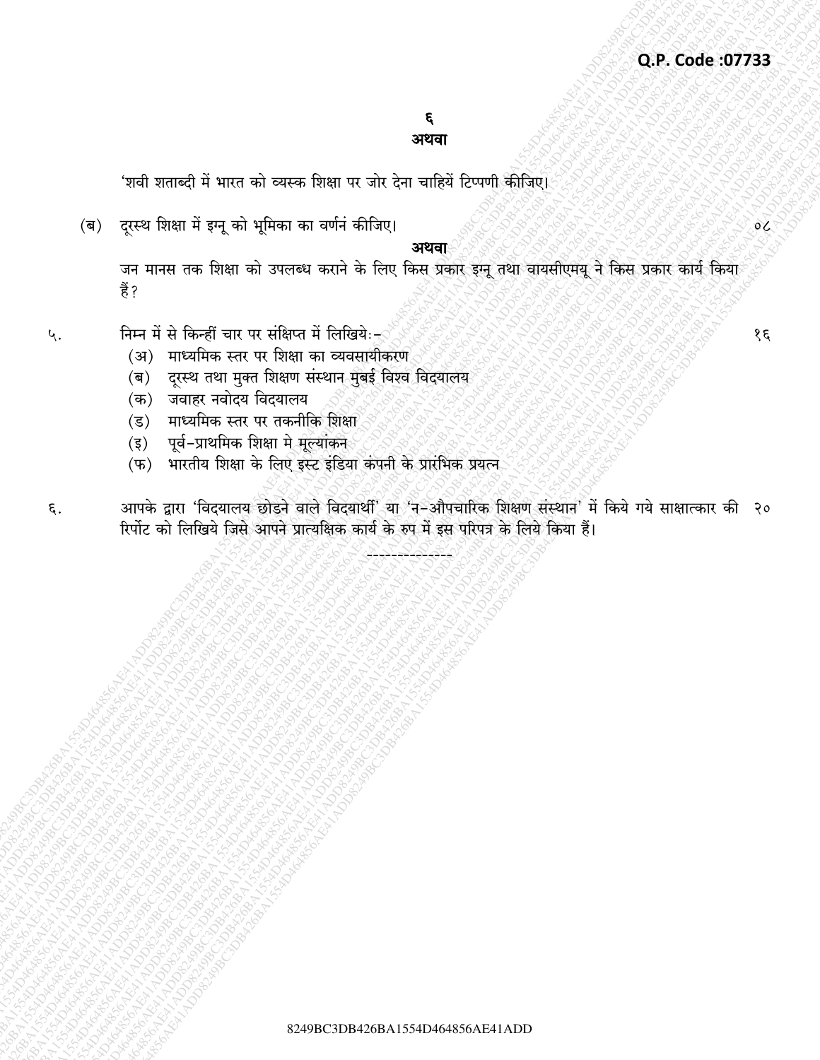**अथवा**

'शवी शताब्दी में भारत को व्यस्क शिक्षा पर जोर देना चाहियें टिप्पणी कीजिए।

(ब) दूरस्थ शिक्षा में इग्नू को भूमिका का वर्णनं कीजिए। ०८

**अथवा**

जन मानस तक शिक्षा को उपलब्ध कराने के लिए किस प्रकार इग्नू तथा वायसीएमयू ने किस प्रकार कार्य किया हैं?

५. निम्न में से किन्हीं चार पर संक्षिप्त में लिखियेः- १६

(अ) माध्यमिक स्तर पर शिक्षा का व्यवसायीकरण
(ब) दूरस्थ तथा मुक्त शिक्षण संस्थान मुबई विश्व विद्यालय
(क) जवाहर नवोदय विद्यालय
(ड) माध्यमिक स्तर पर तकनीकि शिक्षा
(इ) पूर्व-प्राथमिक शिक्षा मे मूल्यांकन
(फ) भारतीय शिक्षा के लिए इस्ट इंडिया कंपनी के प्रारंभिक प्रयत्न

६. आपके द्वारा 'विद्यालय छोडने वाले विद्यार्थी' या 'न-औपचारिक शिक्षण संस्थान' में किये गये साक्षात्कार की रिर्पोट को लिखिये जिसे आपने प्रात्यक्षिक कार्य के रुप में इस परिपत्र के लिये किया हैं। २०

--------------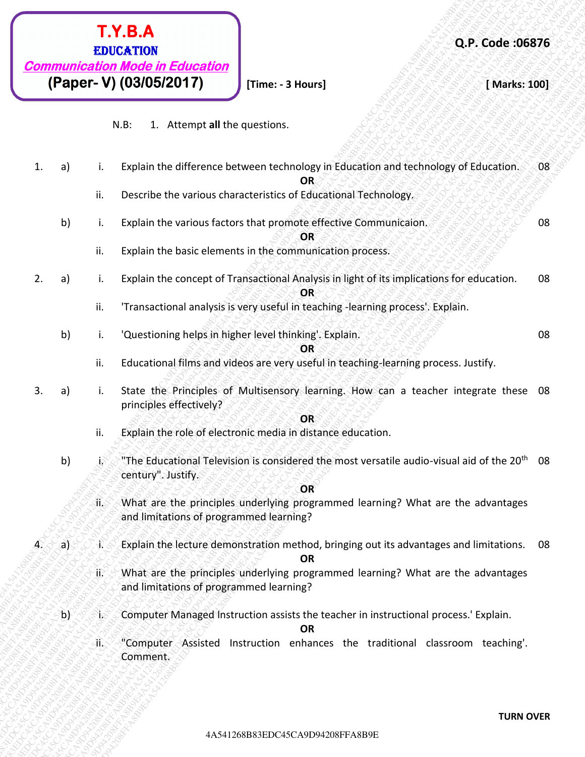**T.Y.B.A**
**EDUCATION**
**Communication Mode in Education**
**(Paper- V) (03/05/2017)**

**Q.P. Code :06876**

**[Time: - 3 Hours]** **[ Marks: 100]**

N.B: 1. Attempt **all** the questions.

1. a) i. Explain the difference between technology in Education and technology of Education. 08

**OR**

ii. Describe the various characteristics of Educational Technology.

b) i. Explain the various factors that promote effective Communicaion. 08

**OR**

ii. Explain the basic elements in the communication process.

2. a) i. Explain the concept of Transactional Analysis in light of its implications for education. 08

**OR**

ii. 'Transactional analysis is very useful in teaching -learning process'. Explain.

b) i. 'Questioning helps in higher level thinking'. Explain. 08

**OR**

ii. Educational films and videos are very useful in teaching-learning process. Justify.

3. a) i. State the Principles of Multisensory learning. How can a teacher integrate these principles effectively? 08

**OR**

ii. Explain the role of electronic media in distance education.

b) i. "The Educational Television is considered the most versatile audio-visual aid of the 20th century". Justify. 08

**OR**

ii. What are the principles underlying programmed learning? What are the advantages and limitations of programmed learning?

4. a) i. Explain the lecture demonstration method, bringing out its advantages and limitations. 08

**OR**

ii. What are the principles underlying programmed learning? What are the advantages and limitations of programmed learning?

b) i. Computer Managed Instruction assists the teacher in instructional process.' Explain.

**OR**

ii. "Computer Assisted Instruction enhances the traditional classroom teaching'. Comment.

**TURN OVER**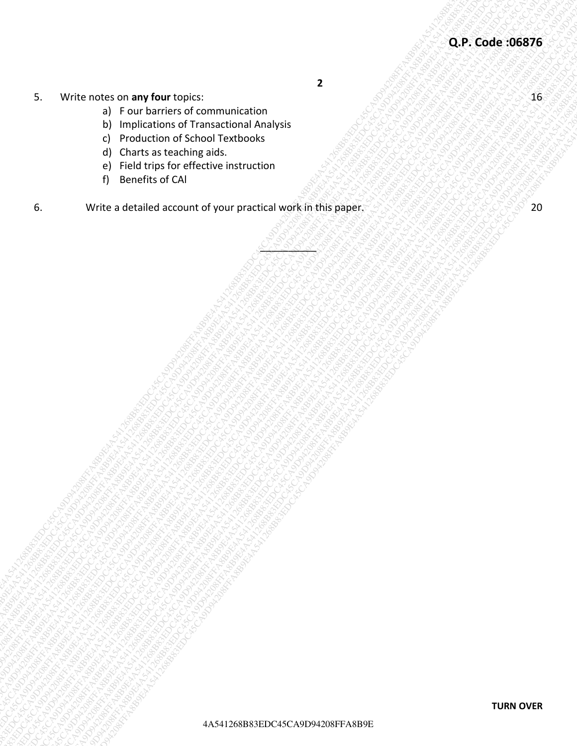5. Write notes on **any four** topics: 16

   a) F our barriers of communication
   b) Implications of Transactional Analysis
   c) Production of School Textbooks
   d) Charts as teaching aids.
   e) Field trips for effective instruction
   f) Benefits of CAI

6. Write a detailed account of your practical work in this paper. 20

___________

**TURN OVER**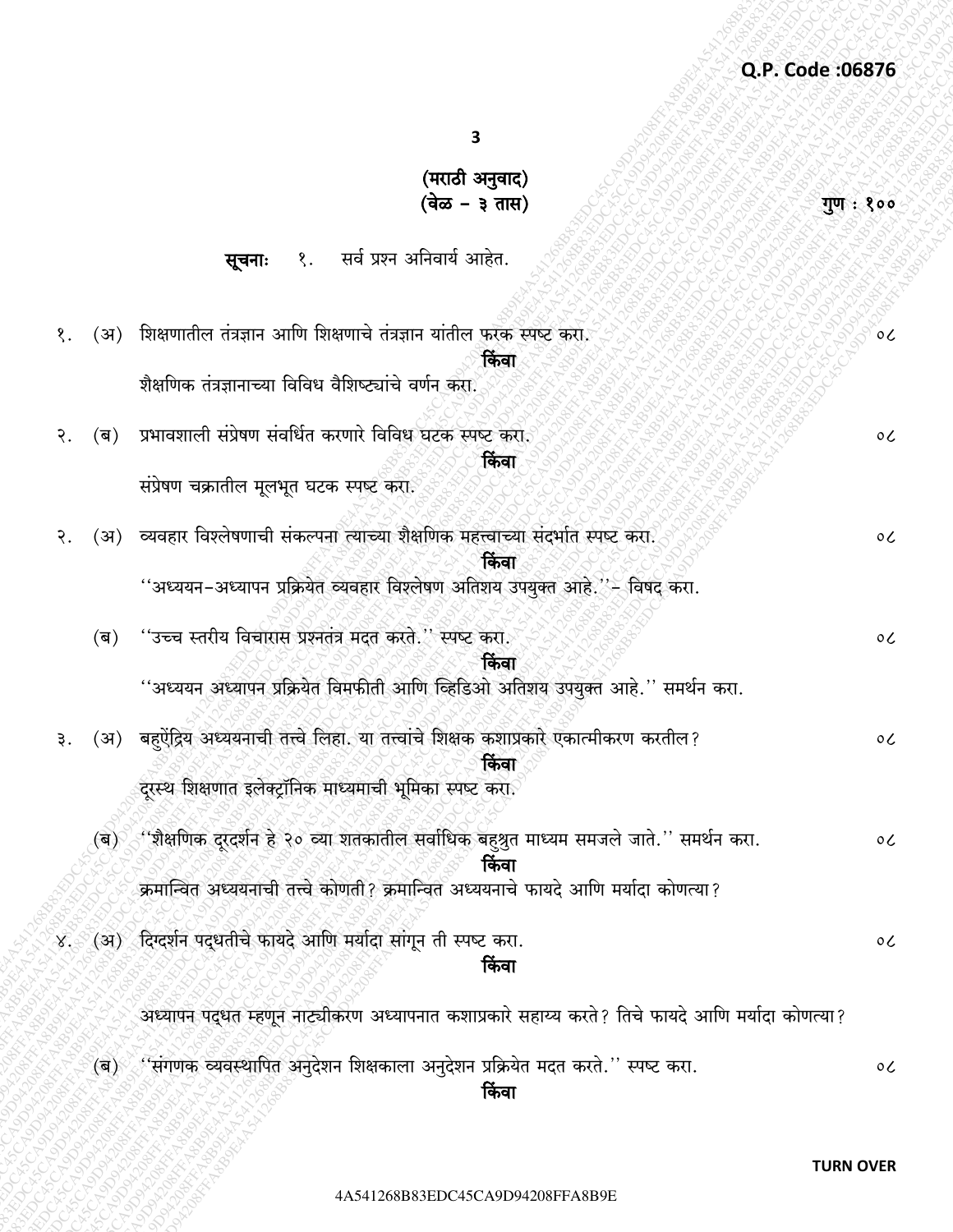Q.P. Code :06876

(मराठी अनुवाद)
(वेळ – ३ तास) गुण : १००

**सूचनाः** १. सर्व प्रश्न अनिवार्य आहेत.

१. (अ) शिक्षणातील तंत्रज्ञान आणि शिक्षणाचे तंत्रज्ञान यांतील फरक स्पष्ट करा. ०८

**किंवा**

शैक्षणिक तंत्रज्ञानाच्या विविध वैशिष्ट्यांचे वर्णन करा.

२. (ब) प्रभावशाली संप्रेषण संवर्धित करणारे विविध घटक स्पष्ट करा. ०८

**किंवा**

संप्रेषण चक्रातील मूलभूत घटक स्पष्ट करा.

२. (अ) व्यवहार विश्लेषणाची संकल्पना त्याच्या शैक्षणिक महत्त्वाच्या संदर्भात स्पष्ट करा. ०८

**किंवा**

''अध्ययन-अध्यापन प्रक्रियेत व्यवहार विश्लेषण अतिशय उपयुक्त आहे.''– विषद करा.

(ब) ''उच्च स्तरीय विचारास प्रश्नतंत्र मदत करते.'' स्पष्ट करा. ०८

**किंवा**

''अध्ययन अध्यापन प्रक्रियेत विमफीती आणि व्हिडिओ अतिशय उपयुक्त आहे.'' समर्थन करा.

३. (अ) बहुऐंद्रिय अध्ययनाची तत्त्वे लिहा. या तत्त्वांचे शिक्षक कशाप्रकारे एकात्मीकरण करतील? ०८

**किंवा**

दूरस्थ शिक्षणात इलेक्ट्रॉनिक माध्यमाची भूमिका स्पष्ट करा.

(ब) ''शैक्षणिक दूरदर्शन हे २० व्या शतकातील सर्वाधिक बहुश्रुत माध्यम समजले जाते.'' समर्थन करा. ०८

**किंवा**

क्रमान्वित अध्ययनाची तत्त्वे कोणती? क्रमान्वित अध्ययनाचे फायदे आणि मर्यादा कोणत्या?

४. (अ) दिग्दर्शन पद्धतीचे फायदे आणि मर्यादा सांगून ती स्पष्ट करा. ०८

**किंवा**

अध्यापन पद्धत म्हणून नाट्यीकरण अध्यापनात कशाप्रकारे सहाय्य करते? तिचे फायदे आणि मर्यादा कोणत्या?

(ब) ''संगणक व्यवस्थापित अनुदेशन शिक्षकाला अनुदेशन प्रक्रियेत मदत करते.'' स्पष्ट करा. ०८

**किंवा**

TURN OVER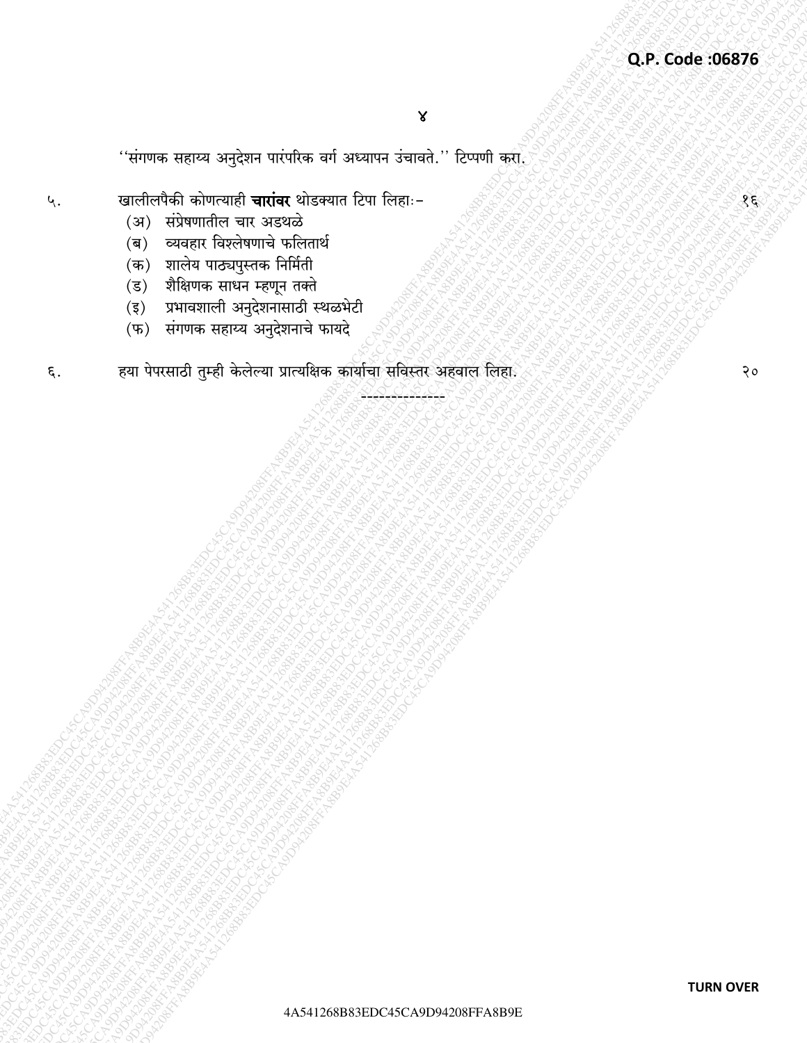४

''संगणक सहाय्य अनुदेशन पारंपरिक वर्ग अध्यापन उंचावते.'' टिप्पणी करा.

५. खालीलपैकी कोणत्याही **चारांवर** थोडक्यात टिपा लिहाः- १६

(अ) संप्रेषणातील चार अडथळे
(ब) व्यवहार विश्लेषणाचे फलितार्थ
(क) शालेय पाठ्यपुस्तक निर्मिती
(ड) शैक्षिणक साधन म्हणून तक्ते
(इ) प्रभावशाली अनुदेशनासाठी स्थळभेटी
(फ) संगणक सहाय्य अनुदेशनाचे फायदे

६. हया पेपरसाठी तुम्ही केलेल्या प्रात्यक्षिक कार्याचा सविस्तर अहवाल लिहा. २०

--------------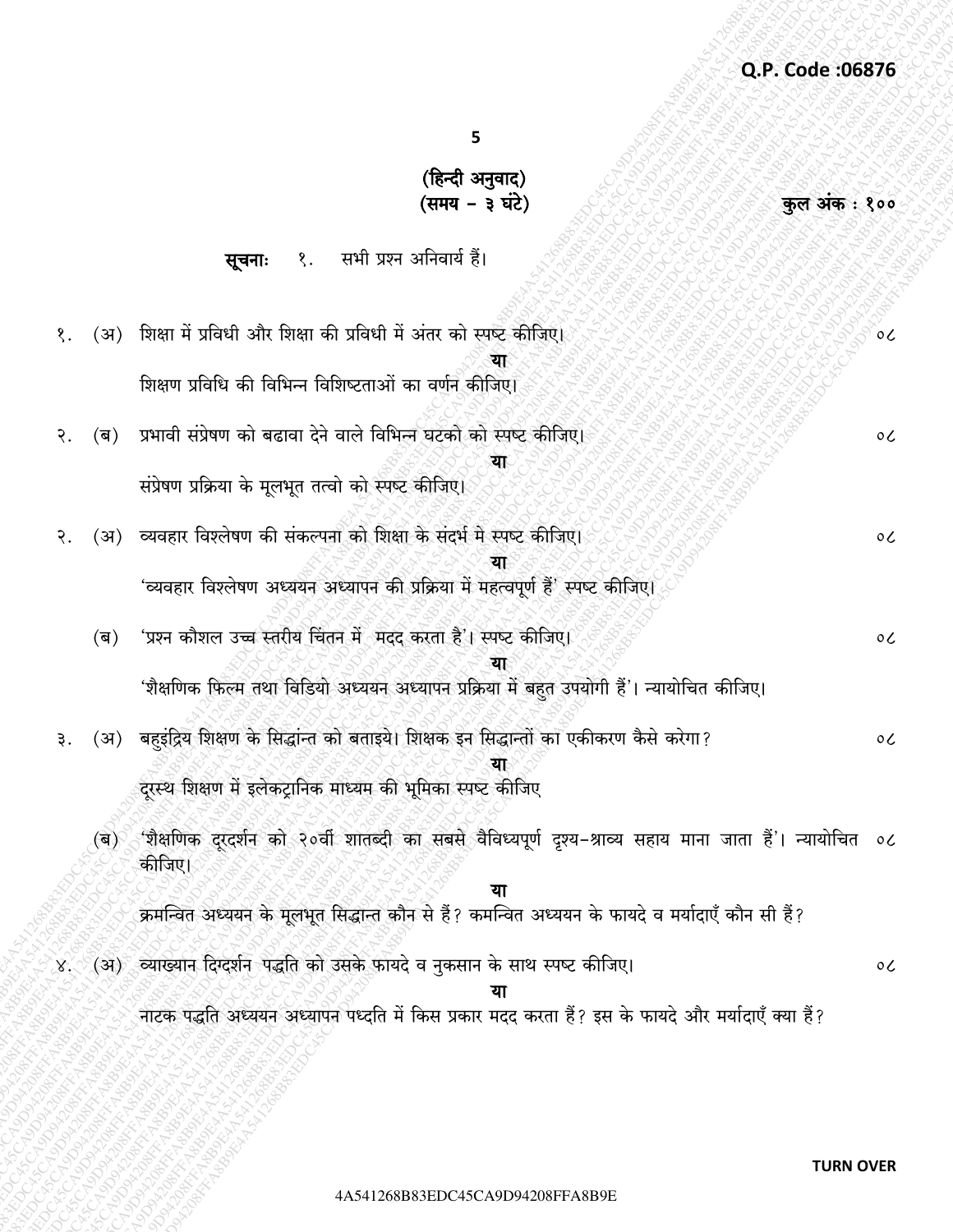Q.P. Code :06876

(हिन्दी अनुवाद)
(समय – ३ घंटे) कुल अंक : १००

**सूचनाः** १. सभी प्रश्न अनिवार्य हैं।

१. (अ) शिक्षा में प्रविधी और शिक्षा की प्रविधी में अंतर को स्पष्ट कीजिए। ०८

**या**

शिक्षण प्रविधि की विभिन्न विशिष्टताओं का वर्णन कीजिए।

२. (ब) प्रभावी संप्रेषण को बढावा देने वाले विभिन्न घटको को स्पष्ट कीजिए। ०८

**या**

संप्रेषण प्रक्रिया के मूलभूत तत्वो को स्पष्ट कीजिए।

२. (अ) व्यवहार विश्लेषण की संकल्पना को शिक्षा के संदर्भ मे स्पष्ट कीजिए। ०८

**या**

'व्यवहार विश्लेषण अध्ययन अध्यापन की प्रक्रिया में महत्वपूर्ण हैं' स्पष्ट कीजिए।

(ब) 'प्रश्न कौशल उच्च स्तरीय चिंतन में मदद करता है'। स्पष्ट कीजिए। ०८

**या**

'शैक्षणिक फिल्म तथा विडियो अध्ययन अध्यापन प्रक्रिया में बहुत उपयोगी हैं'। न्यायोचित कीजिए।

३. (अ) बहुइंद्रिय शिक्षण के सिद्धांन्त को बताइये। शिक्षक इन सिद्धान्तों का एकीकरण कैसे करेगा? ०८

**या**

दूरस्थ शिक्षण में इलेकट्रानिक माध्यम की भूमिका स्पष्ट कीजिए

(ब) 'शैक्षणिक दूरदर्शन को २०वीं शातब्दी का सबसे वैविध्यपूर्ण दृश्य-श्राव्य सहाय माना जाता हैं'। न्यायोचित कीजिए। ०८

**या**

क्रमन्वित अध्ययन के मूलभूत सिद्धान्त कौन से हैं? कमन्वित अध्ययन के फायदे व मर्यादाएँ कौन सी हैं?

४. (अ) व्याख्यान दिग्दर्शन पद्धति को उसके फायदे व नुकसान के साथ स्पष्ट कीजिए। ०८

**या**

नाटक पद्धति अध्ययन अध्यापन पध्दति में किस प्रकार मदद करता हैं? इस के फायदे और मर्यादाएँ क्या हैं?

TURN OVER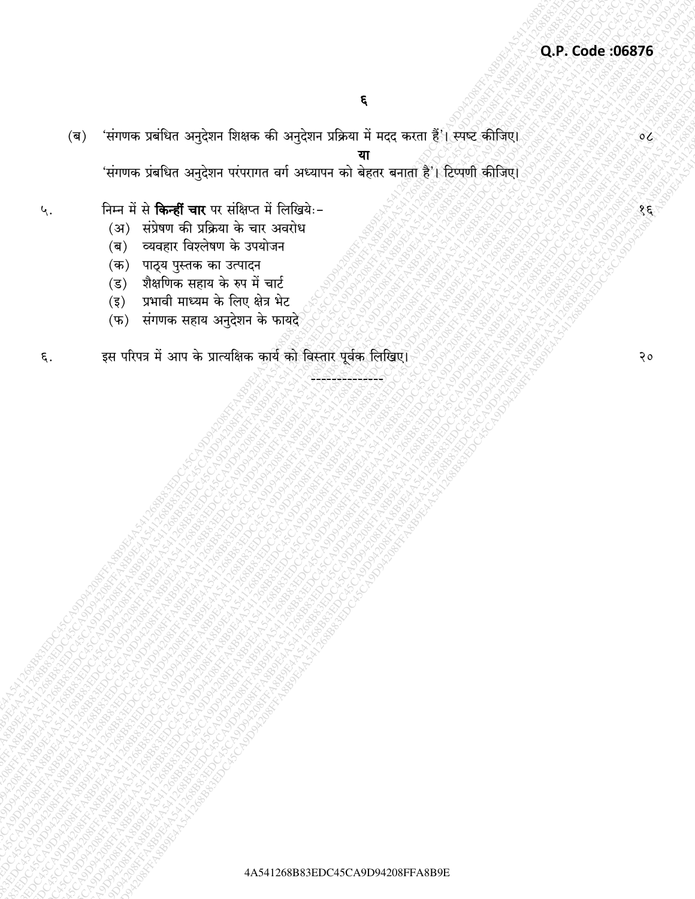(ब) 'संगणक प्रबंधित अनुदेशन शिक्षक की अनुदेशन प्रक्रिया में मदद करता हैं'। स्पष्ट कीजिए। ०८

**या**

'संगणक प्रबधित अनुदेशन परंपरागत वर्ग अध्यापन को बेहतर बनाता है'। टिप्पणी कीजिए।

५. निम्न में से **किन्हीं चार** पर संक्षिप्त में लिखियेः- १६

(अ) संप्रेषण की प्रक्रिया के चार अवरोध
(ब) व्यवहार विश्लेषण के उपयोजन
(क) पाठ्य पुस्तक का उत्पादन
(ड) शैक्षणिक सहाय के रुप में चार्ट
(इ) प्रभावी माध्यम के लिए क्षेत्र भेट
(फ) संगणक सहाय अनुदेशन के फायदे

६. इस परिपत्र में आप के प्रात्यक्षिक कार्य को विस्तार पूर्वक लिखिए। २०

--------------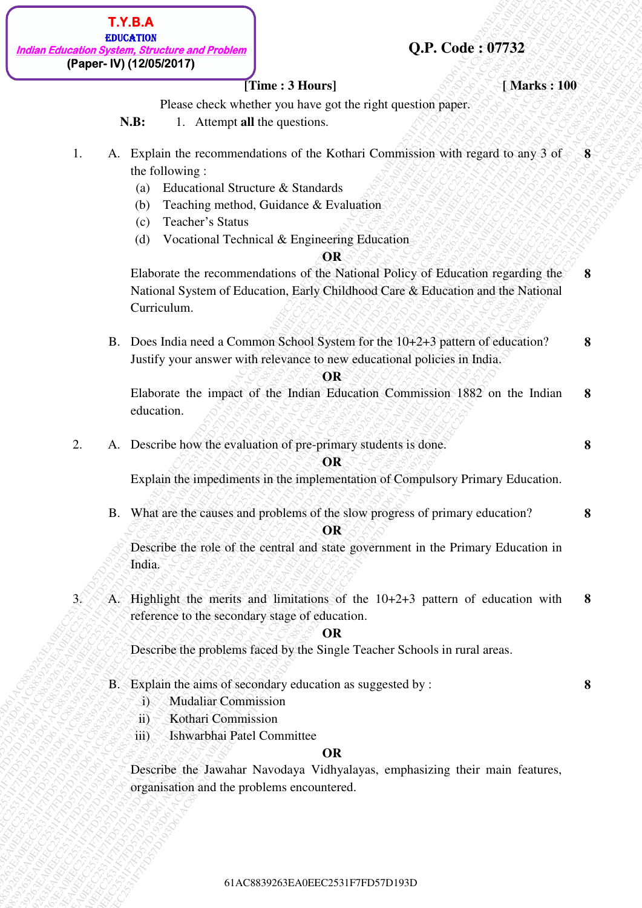**T.Y.B.A**
**EDUCATION**
***Indian Education System, Structure and Problem***
**(Paper- IV) (12/05/2017)**

**Q.P. Code : 07732**

**[Time : 3 Hours]** **[ Marks : 100**

Please check whether you have got the right question paper.

**N.B:** 1. Attempt **all** the questions.

1. A. Explain the recommendations of the Kothari Commission with regard to any 3 of the following : **8**
   (a) Educational Structure & Standards
   (b) Teaching method, Guidance & Evaluation
   (c) Teacher's Status
   (d) Vocational Technical & Engineering Education

   **OR**

   Elaborate the recommendations of the National Policy of Education regarding the National System of Education, Early Childhood Care & Education and the National Curriculum. **8**

   B. Does India need a Common School System for the 10+2+3 pattern of education? Justify your answer with relevance to new educational policies in India. **8**

   **OR**

   Elaborate the impact of the Indian Education Commission 1882 on the Indian education. **8**

2. A. Describe how the evaluation of pre-primary students is done. **8**

   **OR**

   Explain the impediments in the implementation of Compulsory Primary Education.

   B. What are the causes and problems of the slow progress of primary education? **8**

   **OR**

   Describe the role of the central and state government in the Primary Education in India.

3. A. Highlight the merits and limitations of the 10+2+3 pattern of education with reference to the secondary stage of education. **8**

   **OR**

   Describe the problems faced by the Single Teacher Schools in rural areas.

   B. Explain the aims of secondary education as suggested by : **8**
   i) Mudaliar Commission
   ii) Kothari Commission
   iii) Ishwarbhai Patel Committee

   **OR**

   Describe the Jawahar Navodaya Vidhyalayas, emphasizing their main features, organisation and the problems encountered.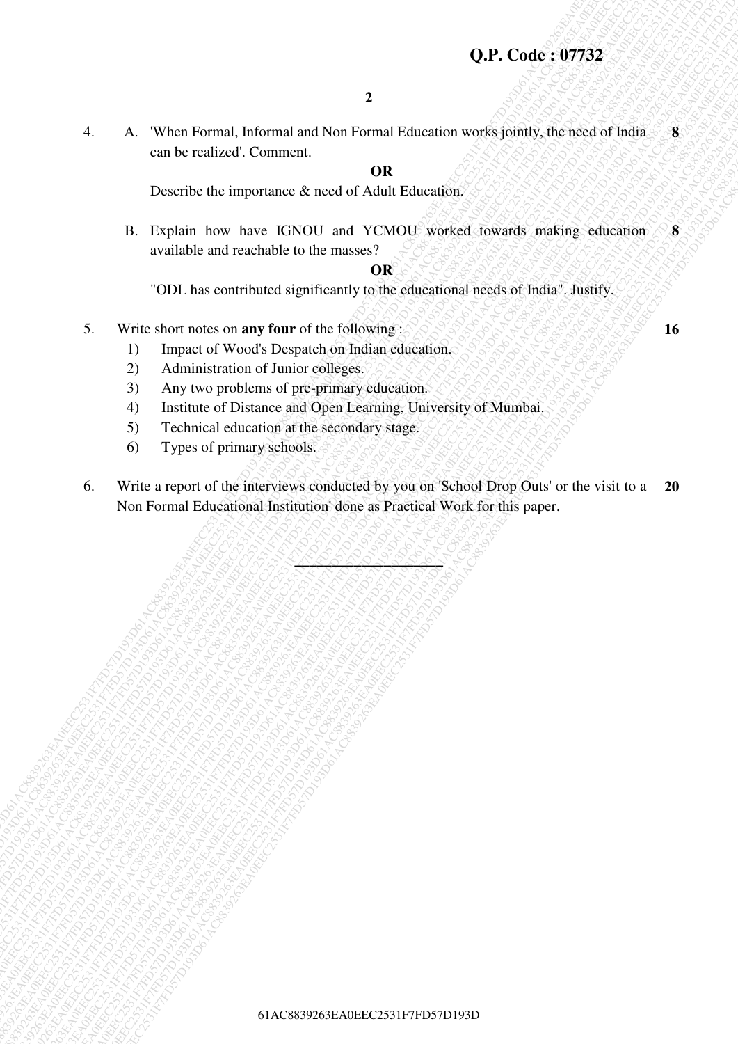4. A. 'When Formal, Informal and Non Formal Education works jointly, the need of India can be realized'. Comment. **8**

   **OR**

   Describe the importance & need of Adult Education.

   B. Explain how have IGNOU and YCMOU worked towards making education available and reachable to the masses? **8**

   **OR**

   "ODL has contributed significantly to the educational needs of India". Justify.

5. Write short notes on **any four** of the following : **16**
   1) Impact of Wood's Despatch on Indian education.
   2) Administration of Junior colleges.
   3) Any two problems of pre-primary education.
   4) Institute of Distance and Open Learning, University of Mumbai.
   5) Technical education at the secondary stage.
   6) Types of primary schools.

6. Write a report of the interviews conducted by you on 'School Drop Outs' or the visit to a Non Formal Educational Institution' done as Practical Work for this paper. **20**

---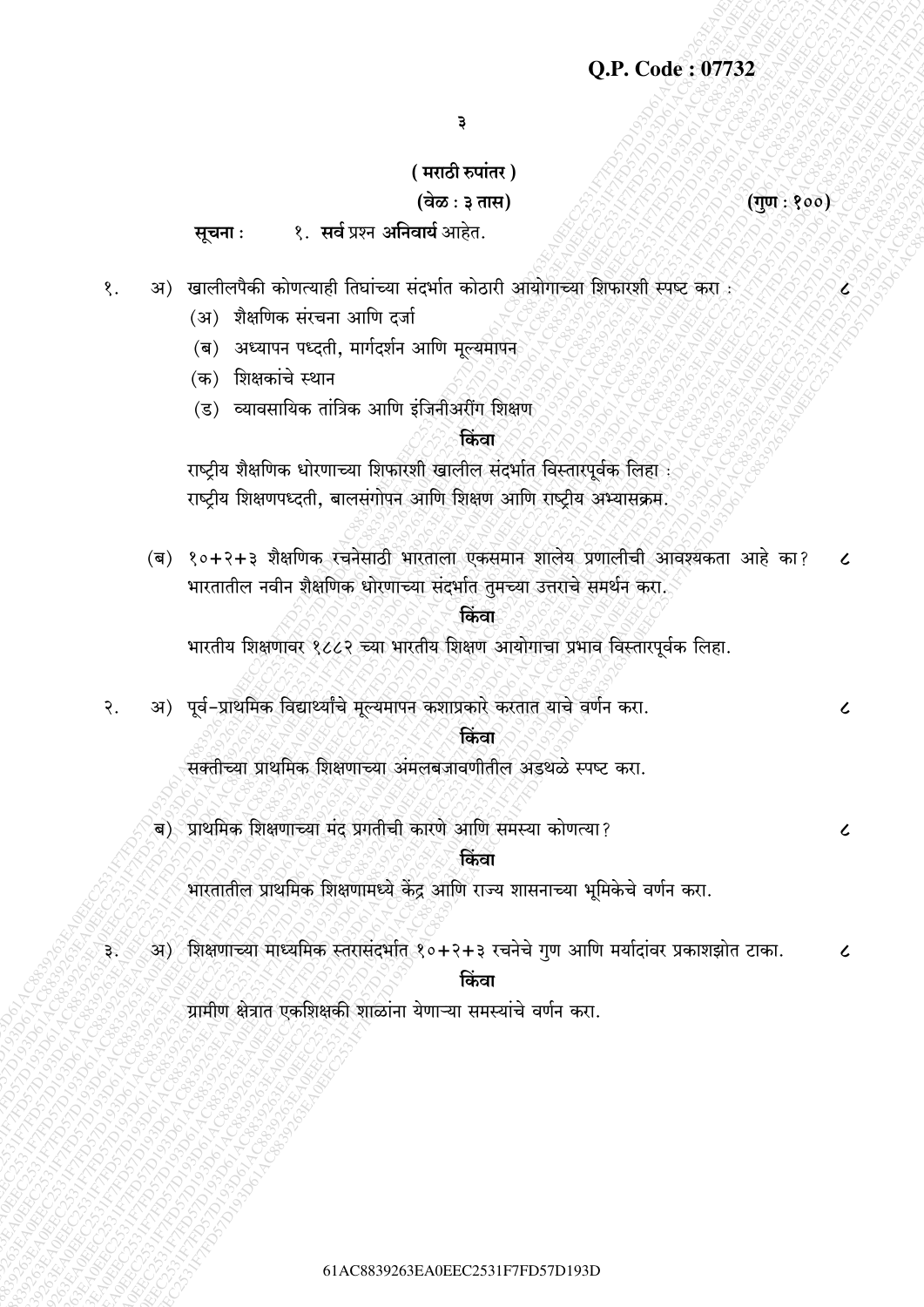**Q.P. Code : 07732**

**( मराठी रुपांतर )**

**(वेळ : ३ तास)** **(गुण : १००)**

**सूचना :** १. **सर्व** प्रश्न **अनिवार्य** आहेत.

१. अ) खालीलपैकी कोणत्याही तिघांच्या संदर्भात कोठारी आयोगाच्या शिफारशी स्पष्ट करा : ८

(अ) शैक्षणिक संरचना आणि दर्जा

(ब) अध्यापन पध्दती, मार्गदर्शन आणि मूल्यमापन

(क) शिक्षकांचे स्थान

(ड) व्यावसायिक तांत्रिक आणि इंजिनीअरींग शिक्षण

**किंवा**

राष्ट्रीय शैक्षणिक धोरणाच्या शिफारशी खालील संदर्भात विस्तारपूर्वक लिहा : राष्ट्रीय शिक्षणपध्दती, बालसंगोपन आणि शिक्षण आणि राष्ट्रीय अभ्यासक्रम.

(ब) १०+२+३ शैक्षणिक रचनेसाठी भारताला एकसमान शालेय प्रणालीची आवश्यकता आहे का? भारतातील नवीन शैक्षणिक धोरणाच्या संदर्भात तुमच्या उत्तराचे समर्थन करा. ८

**किंवा**

भारतीय शिक्षणावर १८८२ च्या भारतीय शिक्षण आयोगाचा प्रभाव विस्तारपूर्वक लिहा.

२. अ) पूर्व-प्राथमिक विद्यार्थ्यांचे मूल्यमापन कशाप्रकारे करतात याचे वर्णन करा. ८

**किंवा**

सक्तीच्या प्राथमिक शिक्षणाच्या अंमलबजावणीतील अडथळे स्पष्ट करा.

ब) प्राथमिक शिक्षणाच्या मंद प्रगतीची कारणे आणि समस्या कोणत्या? ८

**किंवा**

भारतातील प्राथमिक शिक्षणामध्ये केंद्र आणि राज्य शासनाच्या भूमिकेचे वर्णन करा.

३. अ) शिक्षणाच्या माध्यमिक स्तरासंदर्भात १०+२+३ रचनेचे गुण आणि मर्यादांवर प्रकाशझोत टाका. ८

**किंवा**

ग्रामीण क्षेत्रात एकशिक्षकी शाळांना येणाऱ्या समस्यांचे वर्णन करा.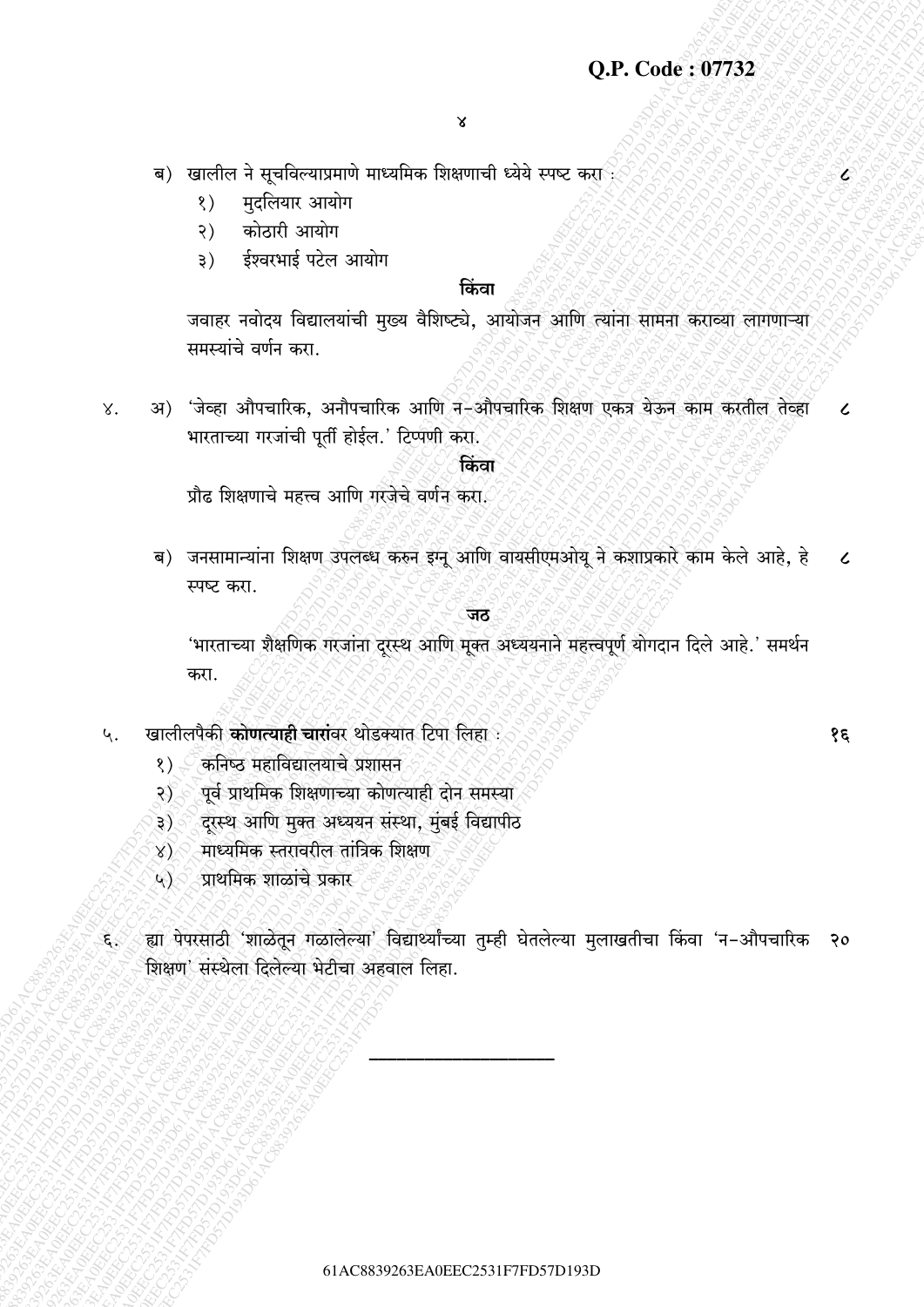Q.P. Code : 07732

ब) खालील ने सूचविल्याप्रमाणे माध्यमिक शिक्षणाची ध्येये स्पष्ट करा : ८

१) मुदलियार आयोग
२) कोठारी आयोग
३) ईश्वरभाई पटेल आयोग

**किंवा**

जवाहर नवोदय विद्यालयांची मुख्य वैशिष्ट्ये, आयोजन आणि त्यांना सामना कराव्या लागणाऱ्या समस्यांचे वर्णन करा.

४. अ) 'जेव्हा औपचारिक, अनौपचारिक आणि न-औपचारिक शिक्षण एकत्र येऊन काम करतील तेव्हा भारताच्या गरजांची पूर्ती होईल.' टिप्पणी करा. ८

**किंवा**

प्रौढ शिक्षणाचे महत्त्व आणि गरजेचे वर्णन करा.

ब) जनसामान्यांना शिक्षण उपलब्ध करुन इग्नू आणि वायसीएमओयू ने कशाप्रकारे काम केले आहे, हे स्पष्ट करा. ८

**जठ**

'भारताच्या शैक्षणिक गरजांना दूरस्थ आणि मुक्त अध्ययनाने महत्त्वपूर्ण योगदान दिले आहे.' समर्थन करा.

५. खालीलपैकी **कोणत्याही चारां**वर थोडक्यात टिपा लिहा : १६

१) कनिष्ठ महाविद्यालयाचे प्रशासन
२) पूर्व प्राथमिक शिक्षणाच्या कोणत्याही दोन समस्या
३) दूरस्थ आणि मुक्त अध्ययन संस्था, मुंबई विद्यापीठ
४) माध्यमिक स्तरावरील तांत्रिक शिक्षण
५) प्राथमिक शाळांचे प्रकार

६. ह्या पेपरसाठी 'शाळेतून गळालेल्या' विद्यार्थ्यांच्या तुम्ही घेतलेल्या मुलाखतीचा किंवा 'न-औपचारिक शिक्षण' संस्थेला दिलेल्या भेटीचा अहवाल लिहा. २०

---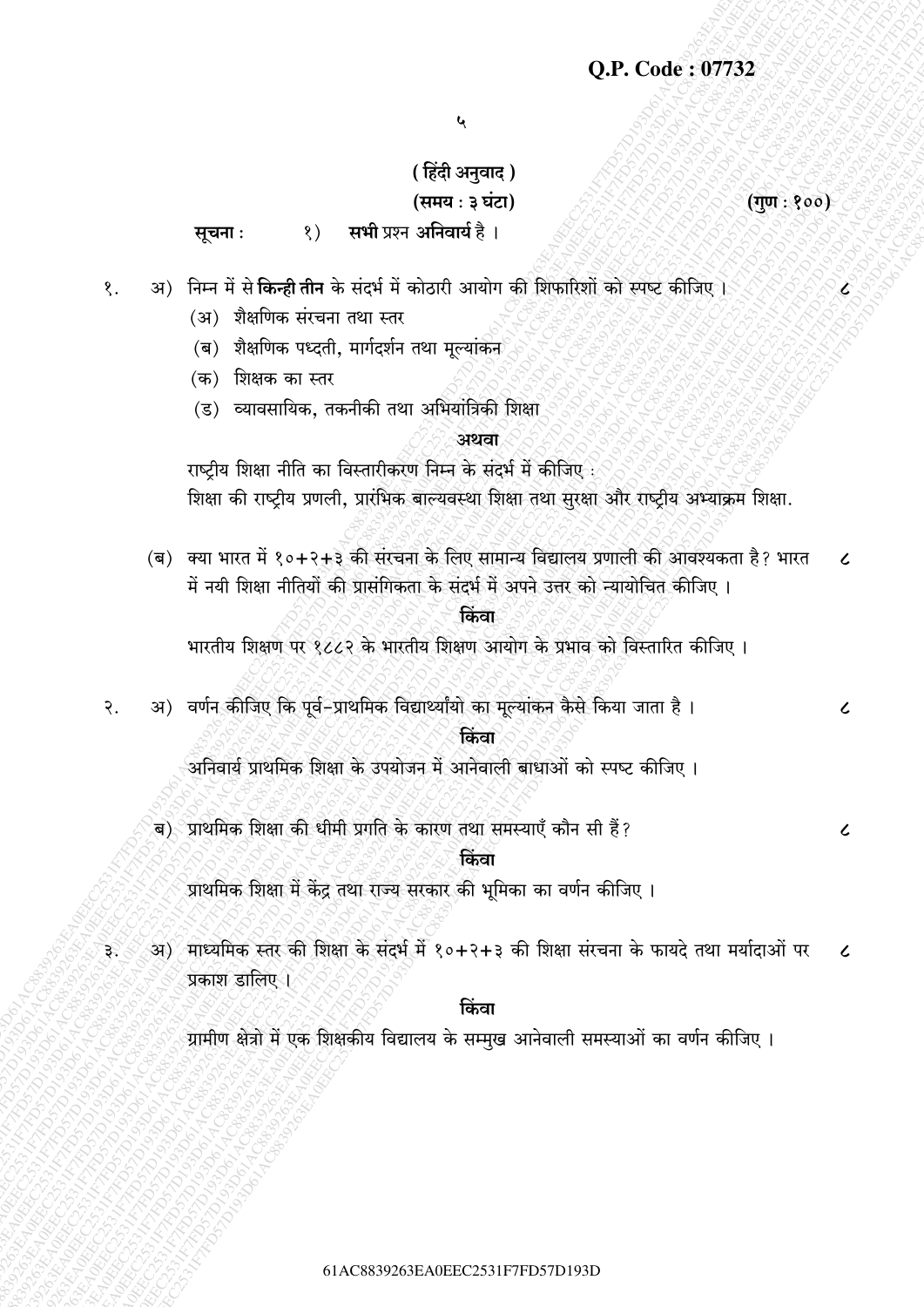**Q.P. Code : 07732**

## ( हिंदी अनुवाद )

**(समय : ३ घंटा)** **(गुण : १००)**

**सूचना :** १) **सभी** प्रश्न **अनिवार्य** है ।

१. अ) निम्न में से **किन्ही तीन** के संदर्भ में कोठारी आयोग की शिफारिशों को स्पष्ट कीजिए । ८

(अ) शैक्षणिक संरचना तथा स्तर

(ब) शैक्षणिक पध्दती, मार्गदर्शन तथा मूल्यांकन

(क) शिक्षक का स्तर

(ड) व्यावसायिक, तकनीकी तथा अभियांत्रिकी शिक्षा

**अथवा**

राष्ट्रीय शिक्षा नीति का विस्तारीकरण निम्न के संदर्भ में कीजिए :
शिक्षा की राष्ट्रीय प्रणली, प्रारंभिक बाल्यवस्था शिक्षा तथा सुरक्षा और राष्ट्रीय अभ्याक्रम शिक्षा.

(ब) क्या भारत में १०+२+३ की संरचना के लिए सामान्य विद्यालय प्रणाली की आवश्यकता है? भारत में नयी शिक्षा नीतियों की प्रासंगिकता के संदर्भ में अपने उत्तर को न्यायोचित कीजिए । ८

**किंवा**

भारतीय शिक्षण पर १८८२ के भारतीय शिक्षण आयोग के प्रभाव को विस्तारित कीजिए ।

२. अ) वर्णन कीजिए कि पूर्व-प्राथमिक विद्यार्थ्यांयो का मूल्यांकन कैसे किया जाता है । ८

**किंवा**

अनिवार्य प्राथमिक शिक्षा के उपयोजन में आनेवाली बाधाओं को स्पष्ट कीजिए ।

ब) प्राथमिक शिक्षा की धीमी प्रगति के कारण तथा समस्याएँ कौन सी हैं? ८

**किंवा**

प्राथमिक शिक्षा में केंद्र तथा राज्य सरकार की भूमिका का वर्णन कीजिए ।

३. अ) माध्यमिक स्तर की शिक्षा के संदर्भ में १०+२+३ की शिक्षा संरचना के फायदे तथा मर्यादाओं पर प्रकाश डालिए । ८

**किंवा**

ग्रामीण क्षेत्रो में एक शिक्षकीय विद्यालय के सम्मुख आनेवाली समस्याओं का वर्णन कीजिए ।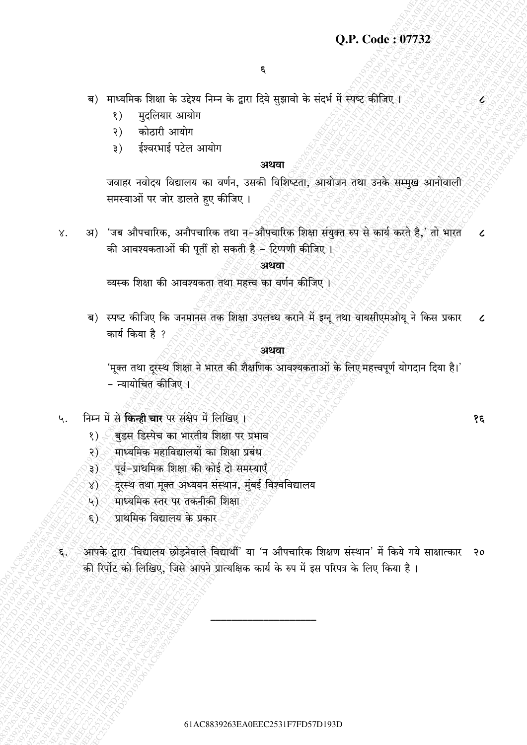Q.P. Code : 07732

ब) माध्यमिक शिक्षा के उद्देश्य निम्न के द्वारा दिये सुझावो के संदर्भ में स्पष्ट कीजिए । ८

१) मुदलियार आयोग

२) कोठारी आयोग

३) ईश्वरभाई पटेल आयोग

**अथवा**

जवाहर नवोदय विद्यालय का वर्णन, उसकी विशिष्टता, आयोजन तथा उनके सम्मुख आनोवाली समस्याओं पर जोर डालते हुए कीजिए ।

४. अ) 'जब औपचारिक, अनौपचारिक तथा न-औपचारिक शिक्षा संयुक्त रुप से कार्य करते है,' तो भारत की आवश्यकताओं की पूर्ती हो सकती है - टिप्पणी कीजिए । ८

**अथवा**

व्यस्क शिक्षा की आवश्यकता तथा महत्त्व का वर्णन कीजिए ।

ब) स्पष्ट कीजिए कि जनमानस तक शिक्षा उपलब्ध कराने में इग्नू तथा वायसीएमओयू ने किस प्रकार कार्य किया है ? ८

**अथवा**

'मूक्त तथा दूरस्थ शिक्षा ने भारत की शैक्षणिक आवश्यकताओं के लिए महत्त्वपूर्ण योगदान दिया है।' - न्यायोचित कीजिए ।

५. निम्न में से **किन्ही चार** पर संक्षेप में लिखिए । १६

१) वुडस डिस्पेच का भारतीय शिक्षा पर प्रभाव

२) माध्यमिक महाविद्यालयों का शिक्षा प्रबंध

३) पूर्व-प्राथमिक शिक्षा की कोई दो समस्याएँ

४) दूरस्थ तथा मूक्त अध्ययन संस्थान, मुंबई विश्वविद्यालय

५) माध्यमिक स्तर पर तकनीकी शिक्षा

६) प्राथमिक विद्यालय के प्रकार

६. आपके द्वारा 'विद्यालय छोड़नेवाले विद्यार्थी' या 'न औपचारिक शिक्षण संस्थान' में किये गये साक्षात्कार की रिपोर्ट को लिखिए, जिसे आपने प्रात्यक्षिक कार्य के रुप में इस परिपत्र के लिए किया है । २०

---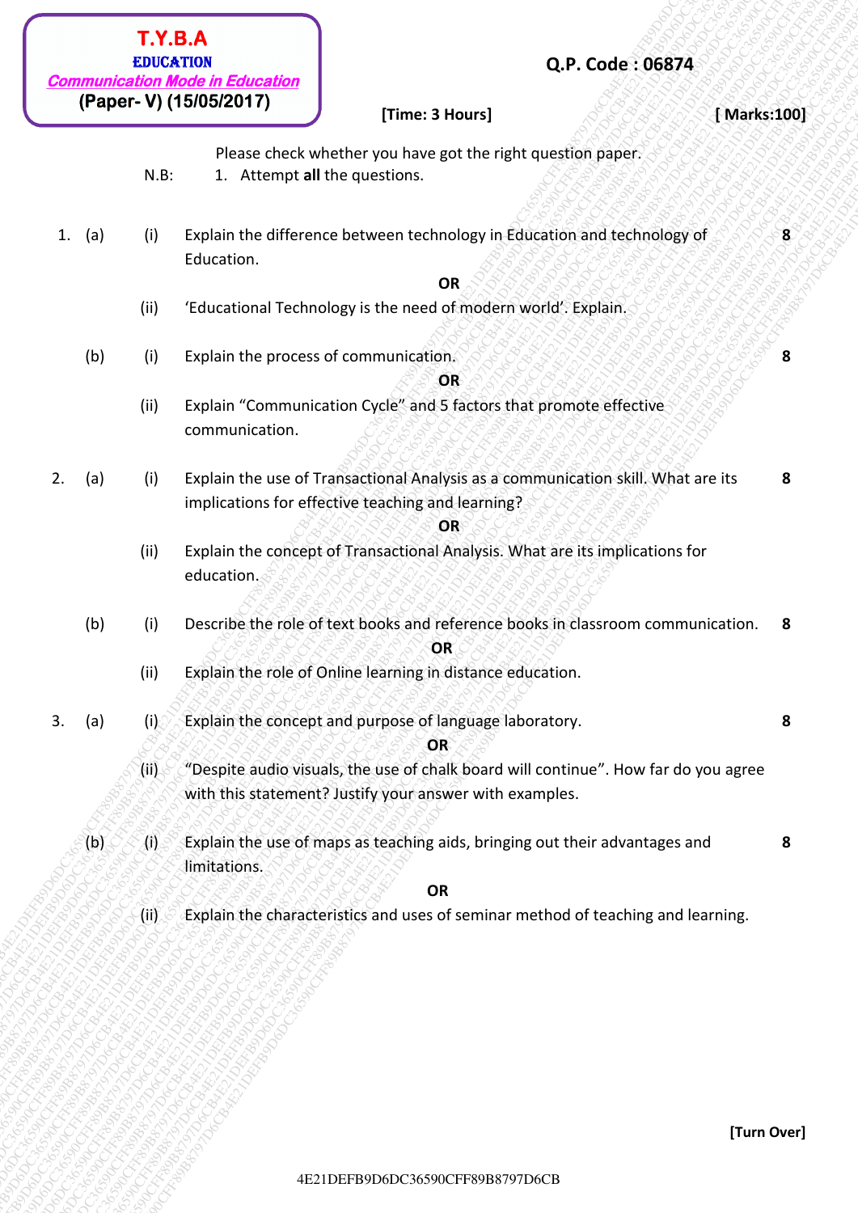**T.Y.B.A**
**EDUCATION**
***Communication Mode in Education***
**(Paper- V) (15/05/2017)**

**Q.P. Code : 06874**

**[Time: 3 Hours]** **[ Marks:100]**

Please check whether you have got the right question paper.

N.B: 1. Attempt **all** the questions.

1. (a) (i) Explain the difference between technology in Education and technology of Education. **8**

**OR**

(ii) 'Educational Technology is the need of modern world'. Explain.

(b) (i) Explain the process of communication. **8**

**OR**

(ii) Explain "Communication Cycle" and 5 factors that promote effective communication.

2. (a) (i) Explain the use of Transactional Analysis as a communication skill. What are its implications for effective teaching and learning? **8**

**OR**

(ii) Explain the concept of Transactional Analysis. What are its implications for education.

(b) (i) Describe the role of text books and reference books in classroom communication. **8**

**OR**

(ii) Explain the role of Online learning in distance education.

3. (a) (i) Explain the concept and purpose of language laboratory. **8**

**OR**

(ii) "Despite audio visuals, the use of chalk board will continue". How far do you agree with this statement? Justify your answer with examples.

(b) (i) Explain the use of maps as teaching aids, bringing out their advantages and limitations. **8**

**OR**

(ii) Explain the characteristics and uses of seminar method of teaching and learning.

**[Turn Over]**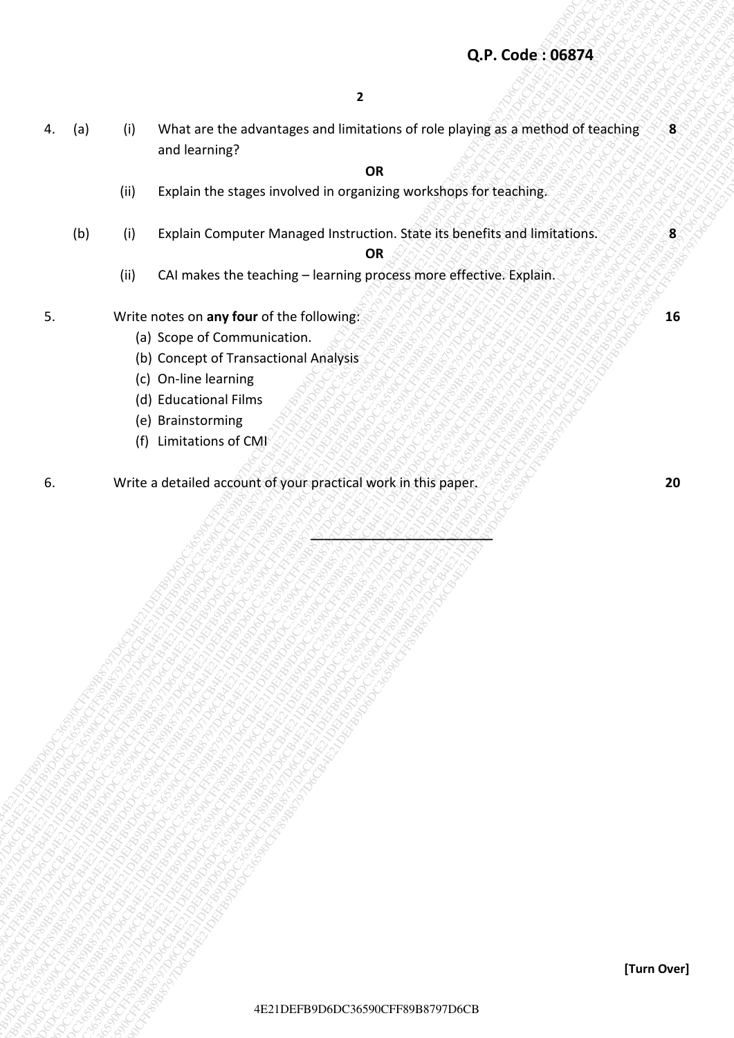4. (a) (i) What are the advantages and limitations of role playing as a method of teaching and learning? **8**

**OR**

(ii) Explain the stages involved in organizing workshops for teaching.

(b) (i) Explain Computer Managed Instruction. State its benefits and limitations. **8**

**OR**

(ii) CAI makes the teaching – learning process more effective. Explain.

5. Write notes on **any four** of the following: **16**

(a) Scope of Communication.
(b) Concept of Transactional Analysis
(c) On-line learning
(d) Educational Films
(e) Brainstorming
(f) Limitations of CMI

6. Write a detailed account of your practical work in this paper. **20**

_______________________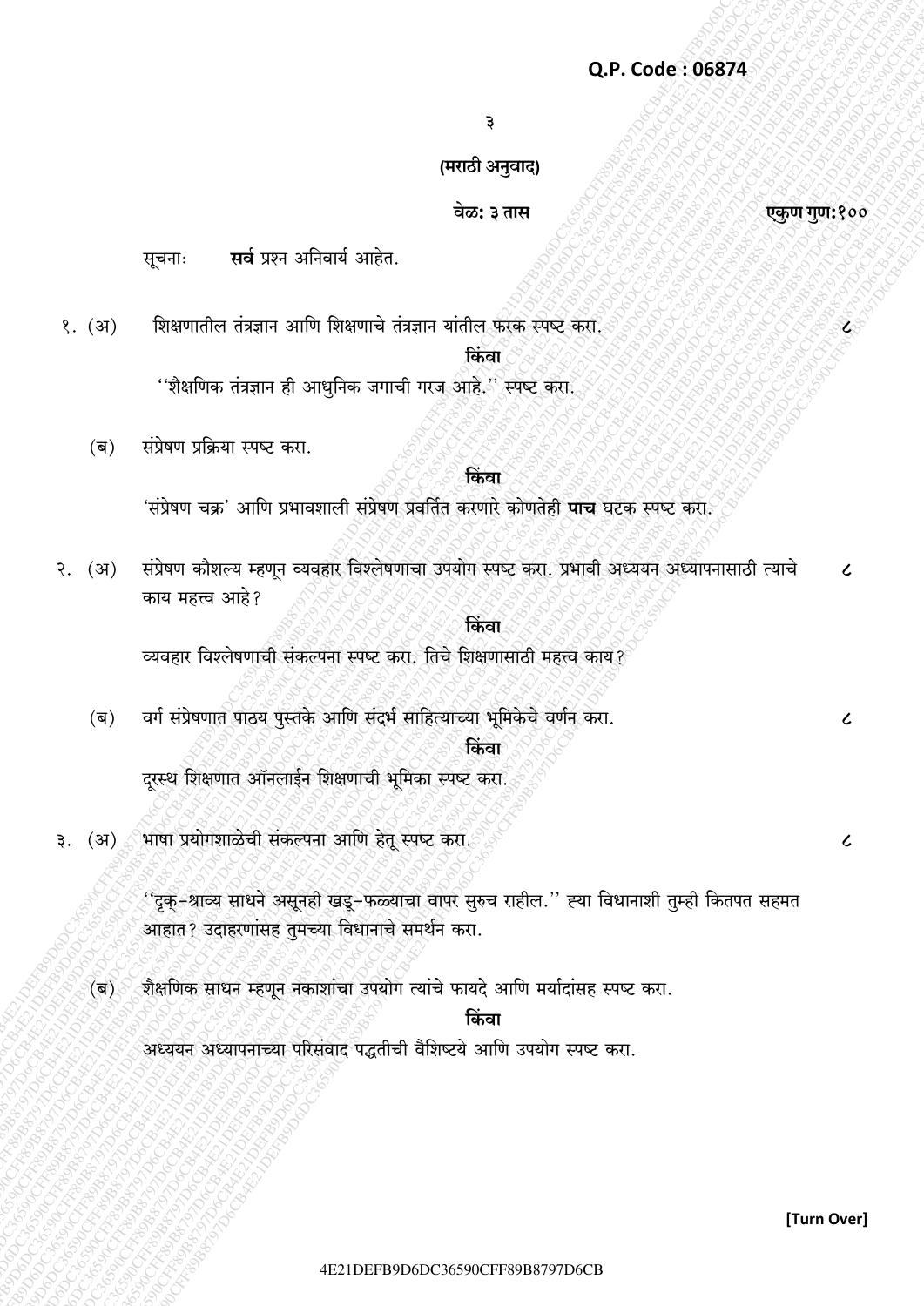Q.P. Code : 06874

(मराठी अनुवाद)

वेळ: ३ तास

एकुण गुण:१००

सूचनाः **सर्व** प्रश्न अनिवार्य आहेत.

१. (अ) शिक्षणातील तंत्रज्ञान आणि शिक्षणाचे तंत्रज्ञान यांतील फरक स्पष्ट करा. ८

**किंवा**

''शैक्षणिक तंत्रज्ञान ही आधुनिक जगाची गरज आहे.'' स्पष्ट करा.

(ब) संप्रेषण प्रक्रिया स्पष्ट करा.

**किंवा**

'संप्रेषण चक्र' आणि प्रभावशाली संप्रेषण प्रवर्तित करणारे कोणतेही **पाच** घटक स्पष्ट करा.

२. (अ) संप्रेषण कौशल्य म्हणून व्यवहार विश्लेषणाचा उपयोग स्पष्ट करा. प्रभावी अध्ययन अध्यापनासाठी त्याचे काय महत्त्व आहे? ८

**किंवा**

व्यवहार विश्लेषणाची संकल्पना स्पष्ट करा. तिचे शिक्षणासाठी महत्त्व काय?

(ब) वर्ग संप्रेषणात पाठ्य पुस्तके आणि संदर्भ साहित्याच्या भूमिकेचे वर्णन करा. ८

**किंवा**

दूरस्थ शिक्षणात ऑनलाईन शिक्षणाची भूमिका स्पष्ट करा.

३. (अ) भाषा प्रयोगशाळेची संकल्पना आणि हेतू स्पष्ट करा. ८

''दृक्-श्राव्य साधने असूनही खडू-फळ्याचा वापर सुरुच राहील.'' ह्या विधानाशी तुम्ही कितपत सहमत आहात? उदाहरणांसह तुमच्या विधानाचे समर्थन करा.

(ब) शैक्षणिक साधन म्हणून नकाशांचा उपयोग त्यांचे फायदे आणि मर्यादांसह स्पष्ट करा.

**किंवा**

अध्ययन अध्यापनाच्या परिसंवाद पद्धतीची वैशिष्ट्ये आणि उपयोग स्पष्ट करा.

[Turn Over]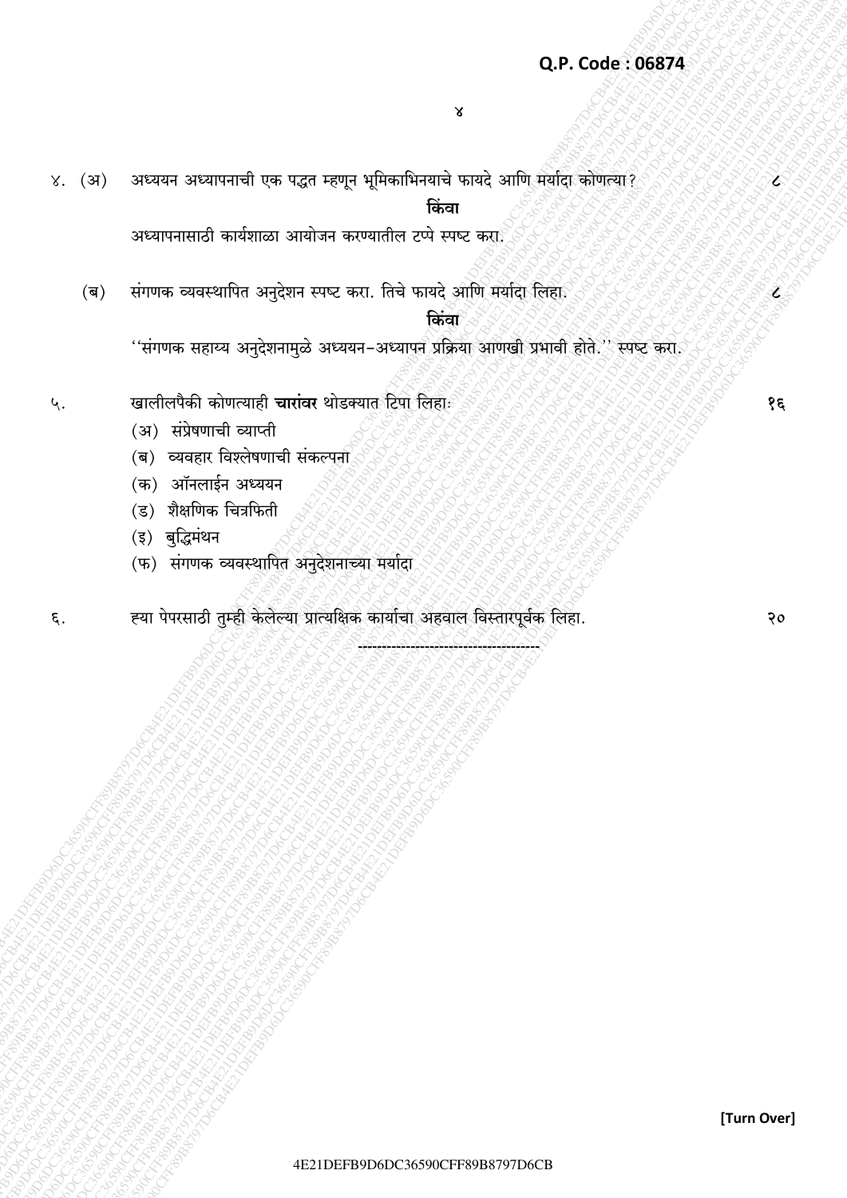४. (अ) अध्ययन अध्यापनाची एक पद्धत म्हणून भूमिकाभिनयाचे फायदे आणि मर्यादा कोणत्या? ८

**किंवा**

अध्यापनासाठी कार्यशाळा आयोजन करण्यातील टप्पे स्पष्ट करा.

(ब) संगणक व्यवस्थापित अनुदेशन स्पष्ट करा. तिचे फायदे आणि मर्यादा लिहा. ८

**किंवा**

''संगणक सहाय्य अनुदेशनामुळे अध्ययन-अध्यापन प्रक्रिया आणखी प्रभावी होते.'' स्पष्ट करा.

५. खालीलपैकी कोणत्याही **चारांवर** थोडक्यात टिपा लिहाः १६

(अ) संप्रेषणाची व्याप्ती

(ब) व्यवहार विश्लेषणाची संकल्पना

(क) ऑनलाईन अध्ययन

(ड) शैक्षणिक चित्रफिती

(इ) बुद्धिमंथन

(फ) संगणक व्यवस्थापित अनुदेशनाच्या मर्यादा

६. ह्या पेपरसाठी तुम्ही केलेल्या प्रात्यक्षिक कार्याचा अहवाल विस्तारपूर्वक लिहा. २०

-----------------------------------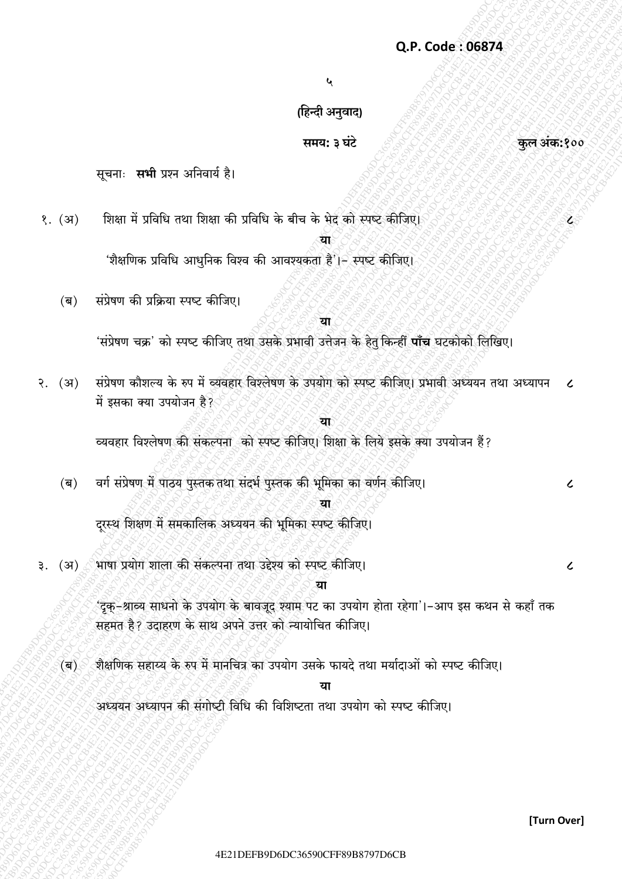**Q.P. Code : 06874**

५

**(हिन्दी अनुवाद)**

**समय: ३ घंटे** **कुल अंक:१००**

सूचनाः **सभी** प्रश्न अनिवार्य है।

१. (अ) शिक्षा में प्रविधि तथा शिक्षा की प्रविधि के बीच के भेद को स्पष्ट कीजिए। ८

**या**

'शैक्षणिक प्रविधि आधुनिक विश्व की आवश्यकता है'।– स्पष्ट कीजिए।

(ब) संप्रेषण की प्रक्रिया स्पष्ट कीजिए।

**या**

'संप्रेषण चक्र' को स्पष्ट कीजिए तथा उसके प्रभावी उत्तेजन के हेतु किन्हीं **पाँच** घटकोको लिखिए।

२. (अ) संप्रेषण कौशल्य के रुप में व्यवहार विश्लेषण के उपयोग को स्पष्ट कीजिए। प्रभावी अध्ययन तथा अध्यापन में इसका क्या उपयोजन है? ८

**या**

व्यवहार विश्लेषण की संकल्पना को स्पष्ट कीजिए। शिक्षा के लिये इसके क्या उपयोजन हैं?

(ब) वर्ग संप्रेषण में पाठय पुस्तक तथा संदर्भ पुस्तक की भूमिका का वर्णन कीजिए। ८

**या**

दूरस्थ शिक्षण में समकालिक अध्ययन की भूमिका स्पष्ट कीजिए।

३. (अ) भाषा प्रयोग शाला की संकल्पना तथा उद्देश्य को स्पष्ट कीजिए। ८

**या**

'दृक्-श्राव्य साधनो के उपयोग के बावजूद श्याम पट का उपयोग होता रहेगा'।–आप इस कथन से कहाँ तक सहमत है? उदाहरण के साथ अपने उत्तर को न्यायोचित कीजिए।

(ब) शैक्षणिक सहाय्य के रुप में मानचित्र का उपयोग उसके फायदे तथा मर्यादाओं को स्पष्ट कीजिए।

**या**

अध्ययन अध्यापन की संगोष्ठी विधि की विशिष्टता तथा उपयोग को स्पष्ट कीजिए।

**[Turn Over]**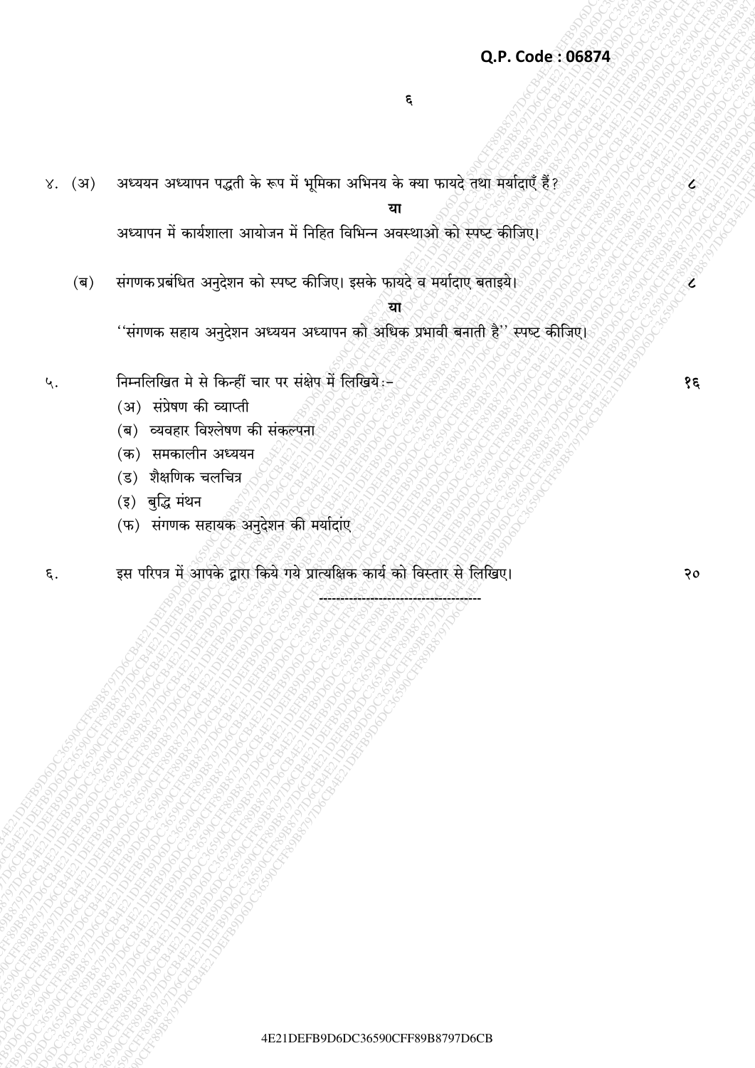Q.P. Code : 06874

४. (अ) अध्ययन अध्यापन पद्धती के रूप में भूमिका अभिनय के क्या फायदे तथा मर्यादाएँ हैं? — ८

**या**

अध्यापन में कार्यशाला आयोजन में निहित विभिन्न अवस्थाओ को स्पष्ट कीजिए।

(ब) संगणक प्रबंधित अनुदेशन को स्पष्ट कीजिए। इसके फायदे व मर्यादाए बताइये। — ८

**या**

''संगणक सहाय अनुदेशन अध्ययन अध्यापन को अधिक प्रभावी बनाती है'' स्पष्ट कीजिए।

५. निम्नलिखित मे से किन्हीं चार पर संक्षेप में लिखिये :- — १६

(अ) संप्रेषण की व्याप्ती

(ब) व्यवहार विश्लेषण की संकल्पना

(क) समकालीन अध्ययन

(ड) शैक्षणिक चलचित्र

(इ) बुद्धि मंथन

(फ) संगणक सहायक अनुदेशन की मर्यादांए

६. इस परिपत्र में आपके द्वारा किये गये प्रात्यक्षिक कार्य को विस्तार से लिखिए। — २०

---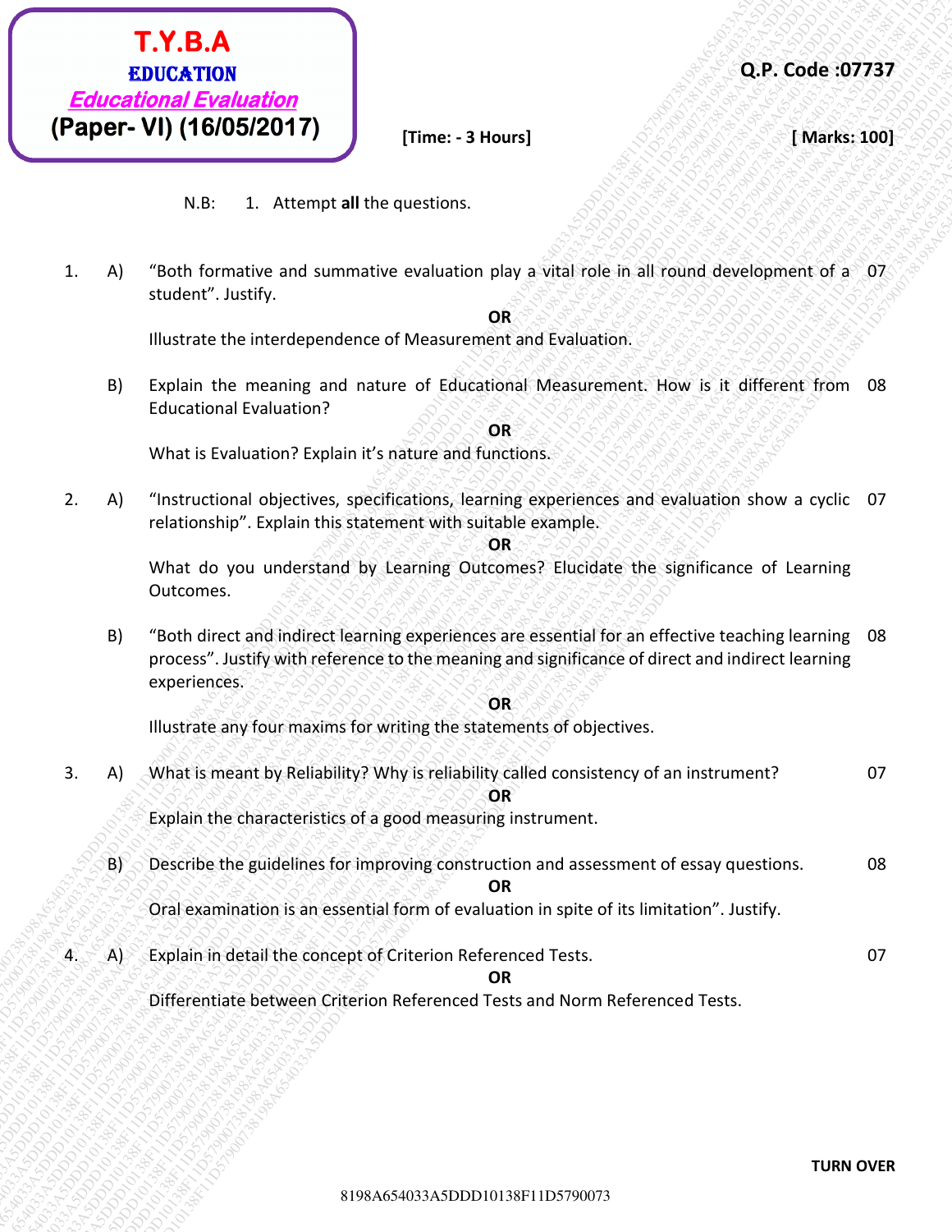# T.Y.B.A

## EDUCATION

### *Educational Evaluation*

**(Paper- VI) (16/05/2017)**

**Q.P. Code :07737**

**[Time: - 3 Hours]** **[ Marks: 100]**

N.B: 1. Attempt **all** the questions.

1. A) "Both formative and summative evaluation play a vital role in all round development of a student". Justify. 07

   **OR**

   Illustrate the interdependence of Measurement and Evaluation.

   B) Explain the meaning and nature of Educational Measurement. How is it different from Educational Evaluation? 08

   **OR**

   What is Evaluation? Explain it's nature and functions.

2. A) "Instructional objectives, specifications, learning experiences and evaluation show a cyclic relationship". Explain this statement with suitable example. 07

   **OR**

   What do you understand by Learning Outcomes? Elucidate the significance of Learning Outcomes.

   B) "Both direct and indirect learning experiences are essential for an effective teaching learning process". Justify with reference to the meaning and significance of direct and indirect learning experiences. 08

   **OR**

   Illustrate any four maxims for writing the statements of objectives.

3. A) What is meant by Reliability? Why is reliability called consistency of an instrument? 07

   **OR**

   Explain the characteristics of a good measuring instrument.

   B) Describe the guidelines for improving construction and assessment of essay questions. 08

   **OR**

   Oral examination is an essential form of evaluation in spite of its limitation". Justify.

4. A) Explain in detail the concept of Criterion Referenced Tests. 07

   **OR**

   Differentiate between Criterion Referenced Tests and Norm Referenced Tests.

**TURN OVER**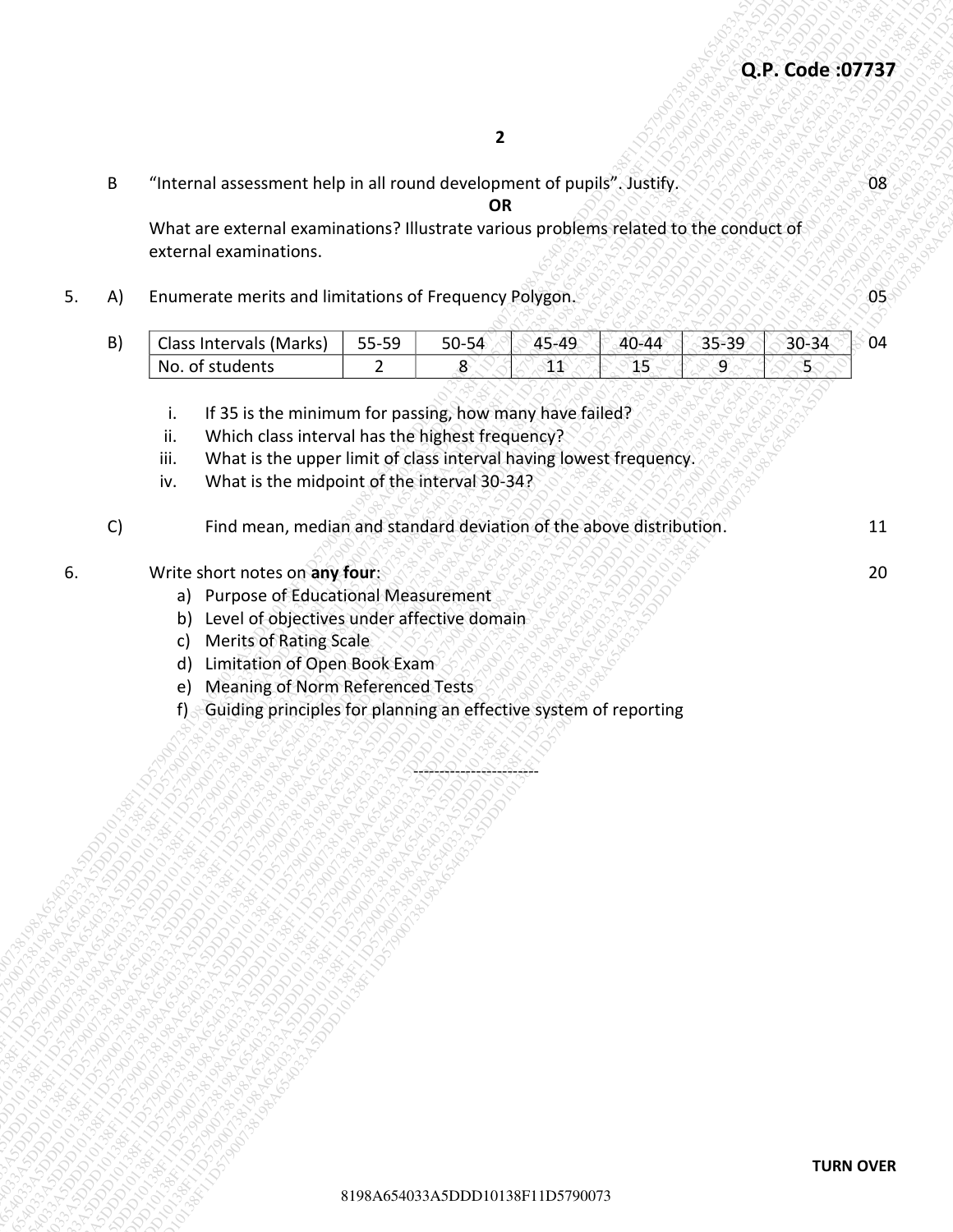Q.P. Code :07737

B "Internal assessment help in all round development of pupils". Justify. 08

**OR**

What are external examinations? Illustrate various problems related to the conduct of external examinations.

5. A) Enumerate merits and limitations of Frequency Polygon. 05

B) 04

| Class Intervals (Marks) | 55-59 | 50-54 | 45-49 | 40-44 | 35-39 | 30-34 |
|---|---|---|---|---|---|---|
| No. of students | 2 | 8 | 11 | 15 | 9 | 5 |

i. If 35 is the minimum for passing, how many have failed?
ii. Which class interval has the highest frequency?
iii. What is the upper limit of class interval having lowest frequency.
iv. What is the midpoint of the interval 30-34?

C) Find mean, median and standard deviation of the above distribution. 11

6. Write short notes on **any four**: 20

a) Purpose of Educational Measurement
b) Level of objectives under affective domain
c) Merits of Rating Scale
d) Limitation of Open Book Exam
e) Meaning of Norm Referenced Tests
f) Guiding principles for planning an effective system of reporting

------------------------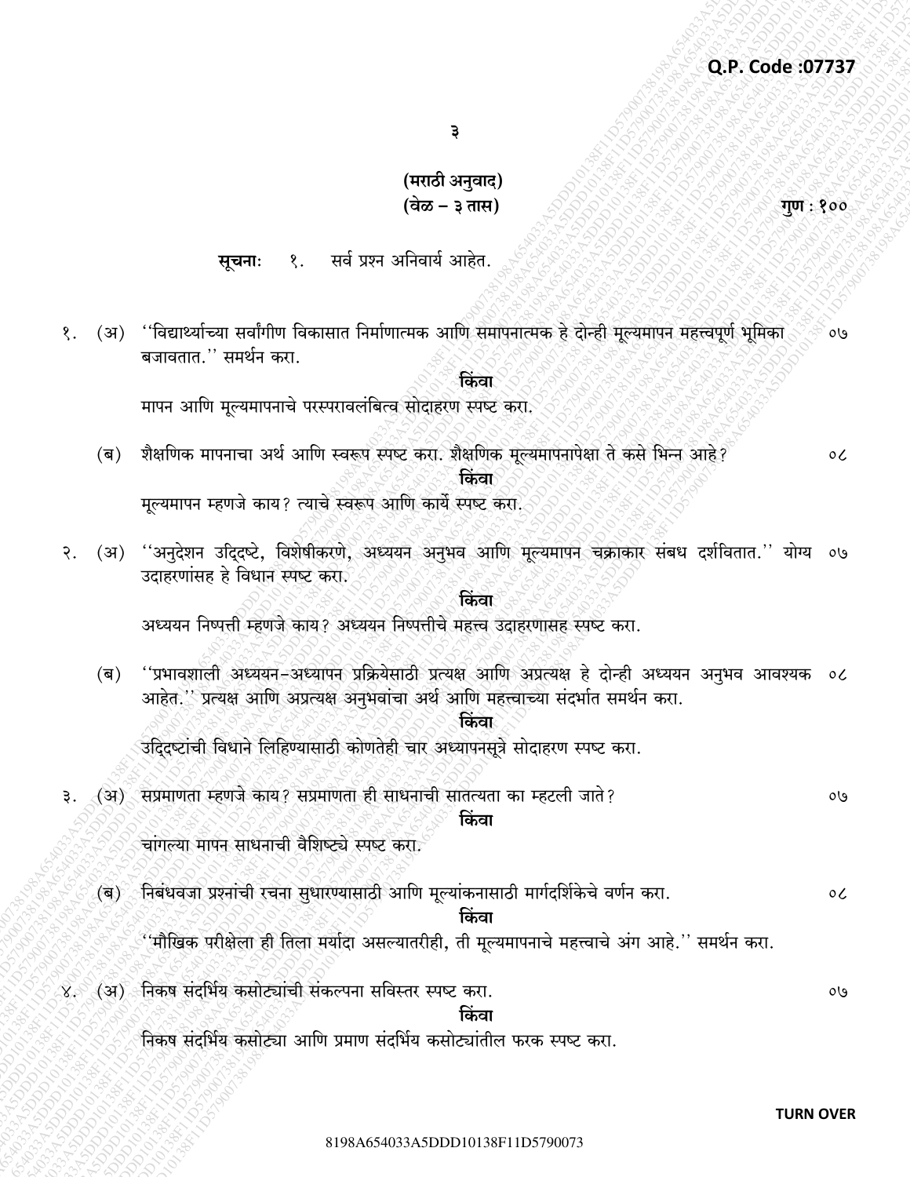**Q.P. Code :07737**

**(मराठी अनुवाद)**

**(वेळ – ३ तास)** **गुण : १००**

**सूचना:** १. सर्व प्रश्न अनिवार्य आहेत.

१. (अ) ''विद्यार्थ्याच्या सर्वांगीण विकासात निर्माणात्मक आणि समापनात्मक हे दोन्ही मूल्यमापन महत्त्वपूर्ण भूमिका बजावतात.'' समर्थन करा. ०७

**किंवा**

मापन आणि मूल्यमापनाचे परस्परावलंबित्व सोदाहरण स्पष्ट करा.

(ब) शैक्षणिक मापनाचा अर्थ आणि स्वरूप स्पष्ट करा. शैक्षणिक मूल्यमापनापेक्षा ते कसे भिन्न आहे? ०८

**किंवा**

मूल्यमापन म्हणजे काय? त्याचे स्वरूप आणि कार्ये स्पष्ट करा.

२. (अ) ''अनुदेशन उद्दिष्टे, विशेषीकरणे, अध्ययन अनुभव आणि मूल्यमापन चक्राकार संबध दर्शवितात.'' योग्य उदाहरणांसह हे विधान स्पष्ट करा. ०७

**किंवा**

अध्ययन निष्पत्ती म्हणजे काय? अध्ययन निष्पत्तीचे महत्त्व उदाहरणासह स्पष्ट करा.

(ब) ''प्रभावशाली अध्ययन-अध्यापन प्रक्रियेसाठी प्रत्यक्ष आणि अप्रत्यक्ष हे दोन्ही अध्ययन अनुभव आवश्यक आहेत.'' प्रत्यक्ष आणि अप्रत्यक्ष अनुभवांचा अर्थ आणि महत्त्वाच्या संदर्भात समर्थन करा. ०८

**किंवा**

उद्दिष्टांची विधाने लिहिण्यासाठी कोणतेही चार अध्यापनसूत्रे सोदाहरण स्पष्ट करा.

३. (अ) सप्रमाणता म्हणजे काय? सप्रमाणता ही साधनाची सातत्यता का म्हटली जाते? ०७

**किंवा**

चांगल्या मापन साधनाची वैशिष्ट्ये स्पष्ट करा.

(ब) निबंधवजा प्रश्नांची रचना सुधारण्यासाठी आणि मूल्यांकनासाठी मार्गदर्शिकेचे वर्णन करा. ०८

**किंवा**

''मौखिक परीक्षेला ही तिला मर्यादा असल्यातरीही, ती मूल्यमापनाचे महत्त्वाचे अंग आहे.'' समर्थन करा.

४. (अ) निकष संदर्भिय कसोट्यांची संकल्पना सविस्तर स्पष्ट करा. ०७

**किंवा**

निकष संदर्भिय कसोट्या आणि प्रमाण संदर्भिय कसोट्यांतील फरक स्पष्ट करा.

**TURN OVER**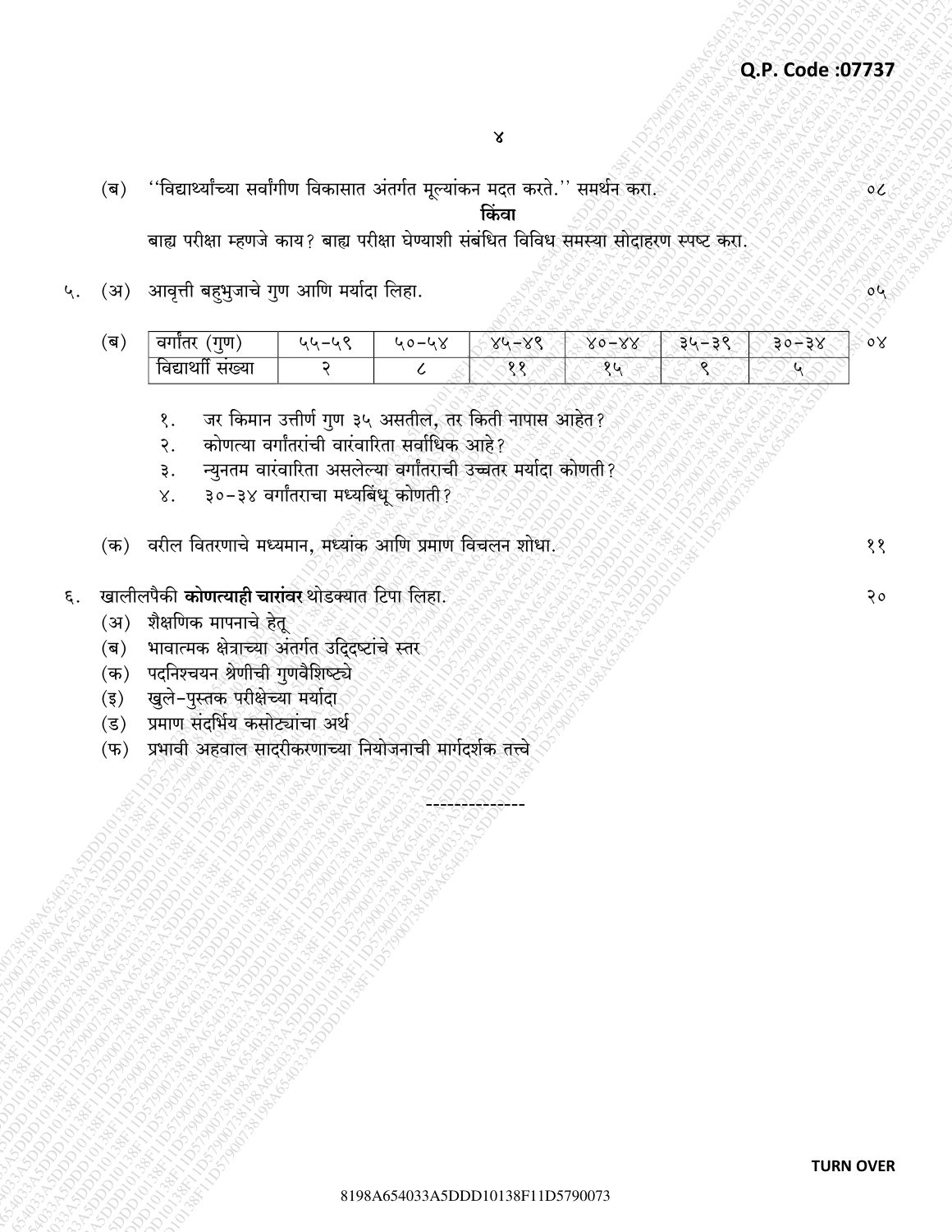Q.P. Code :07737

(ब) ''विद्यार्थ्यांच्या सर्वांगीण विकासात अंतर्गत मूल्यांकन मदत करते.'' समर्थन करा. ०८

**किंवा**

बाह्य परीक्षा म्हणजे काय? बाह्य परीक्षा घेण्याशी संबंधित विविध समस्या सोदाहरण स्पष्ट करा.

५. (अ) आवृत्ती बहुभुजाचे गुण आणि मर्यादा लिहा. ०५

(ब) ०४

| वर्गांतर (गुण) | ५५-५९ | ५०-५४ | ४५-४९ | ४०-४४ | ३५-३९ | ३०-३४ |
|---|---|---|---|---|---|---|
| विद्यार्थी संख्या | २ | ८ | ११ | १५ | ९ | ५ |

१. जर किमान उत्तीर्ण गुण ३५ असतील, तर किती नापास आहेत?
२. कोणत्या वर्गांतरांची वारंवारिता सर्वाधिक आहे?
३. न्युनतम वारंवारिता असलेल्या वर्गांतराची उच्चतर मर्यादा कोणती?
४. ३०-३४ वर्गांतराचा मध्यबिंधू कोणती?

(क) वरील वितरणाचे मध्यमान, मध्यांक आणि प्रमाण विचलन शोधा. ११

६. खालीलपैकी **कोणत्याही चारांवर** थोडक्यात टिपा लिहा. २०

(अ) शैक्षणिक मापनाचे हेतू
(ब) भावात्मक क्षेत्राच्या अंतर्गत उद्दिष्टांचे स्तर
(क) पदनिश्चयन श्रेणीची गुणवैशिष्ट्ये
(इ) खुले-पुस्तक परीक्षेच्या मर्यादा
(ड) प्रमाण संदर्भिय कसोट्यांचा अर्थ
(फ) प्रभावी अहवाल सादरीकरणाच्या नियोजनाची मार्गदर्शक तत्त्वे

--------------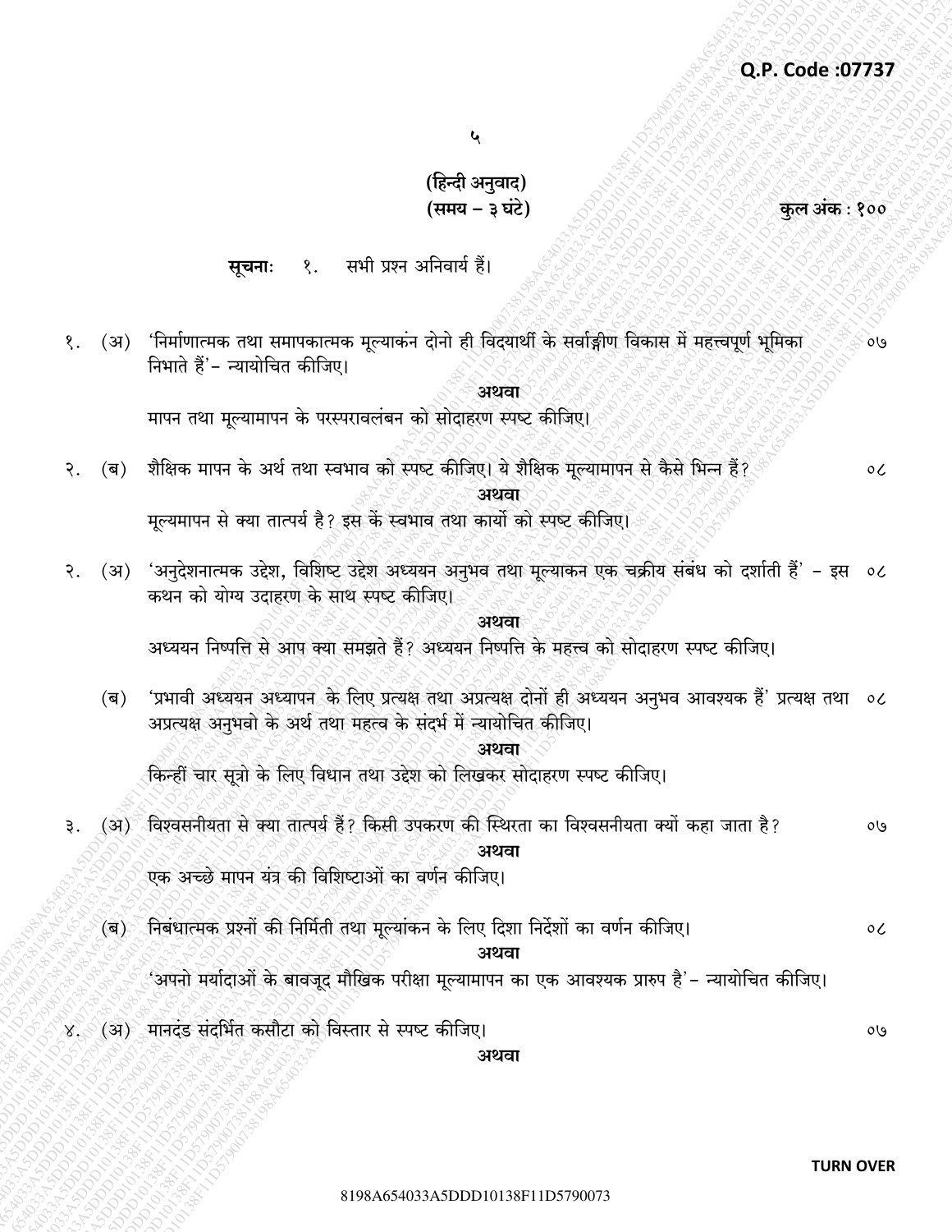**Q.P. Code :07737**

५

**(हिन्दी अनुवाद)**
**(समय – ३ घंटे)** **कुल अंक : १००**

**सूचनाः** १. सभी प्रश्न अनिवार्य हैं।

१. (अ) 'निर्माणात्मक तथा समापकात्मक मूल्याकंन दोनो ही विदयार्थी के सर्वाङ्गीण विकास में महत्त्वपूर्ण भूमिका निभाते हैं'– न्यायोचित कीजिए। ०७

**अथवा**

मापन तथा मूल्यामापन के परस्परावलंबन को सोदाहरण स्पष्ट कीजिए।

२. (ब) शैक्षिक मापन के अर्थ तथा स्वभाव को स्पष्ट कीजिए। ये शैक्षिक मूल्यामापन से कैसे भिन्न हैं? ०८

**अथवा**

मूल्यमापन से क्या तात्पर्य है? इस कें स्वभाव तथा कार्यो को स्पष्ट कीजिए।

२. (अ) 'अनुदेशनात्मक उद्देश, विशिष्ट उद्देश अध्ययन अनुभव तथा मूल्याकन एक चक्रीय संबंध को दर्शाती हैं' – इस कथन को योग्य उदाहरण के साथ स्पष्ट कीजिए। ०८

**अथवा**

अध्ययन निष्पत्ति से आप क्या समझते हैं? अध्ययन निष्पत्ति के महत्त्व को सोदाहरण स्पष्ट कीजिए।

(ब) 'प्रभावी अध्ययन अध्यापन के लिए प्रत्यक्ष तथा अप्रत्यक्ष दोनों ही अध्ययन अनुभव आवश्यक हैं' प्रत्यक्ष तथा अप्रत्यक्ष अनुभवो के अर्थ तथा महत्व के संदर्भ में न्यायोचित कीजिए। ०८

**अथवा**

किन्हीं चार सूत्रो के लिए विधान तथा उद्देश को लिखकर सोदाहरण स्पष्ट कीजिए।

३. (अ) विश्वसनीयता से क्या तात्पर्य हैं? किसी उपकरण की स्थिरता का विश्वसनीयता क्यों कहा जाता है? ०७

**अथवा**

एक अच्छे मापन यंत्र की विशिष्टाओं का वर्णन कीजिए।

(ब) निबंधात्मक प्रश्नों की निर्मिती तथा मूल्यांकन के लिए दिशा निर्देशों का वर्णन कीजिए। ०८

**अथवा**

'अपनो मर्यादाओं के बावजूद मौखिक परीक्षा मूल्यामापन का एक आवश्यक प्रारुप है'– न्यायोचित कीजिए।

४. (अ) मानदंड संदर्भित कसौटा को विस्तार से स्पष्ट कीजिए। ०७

**अथवा**

**TURN OVER**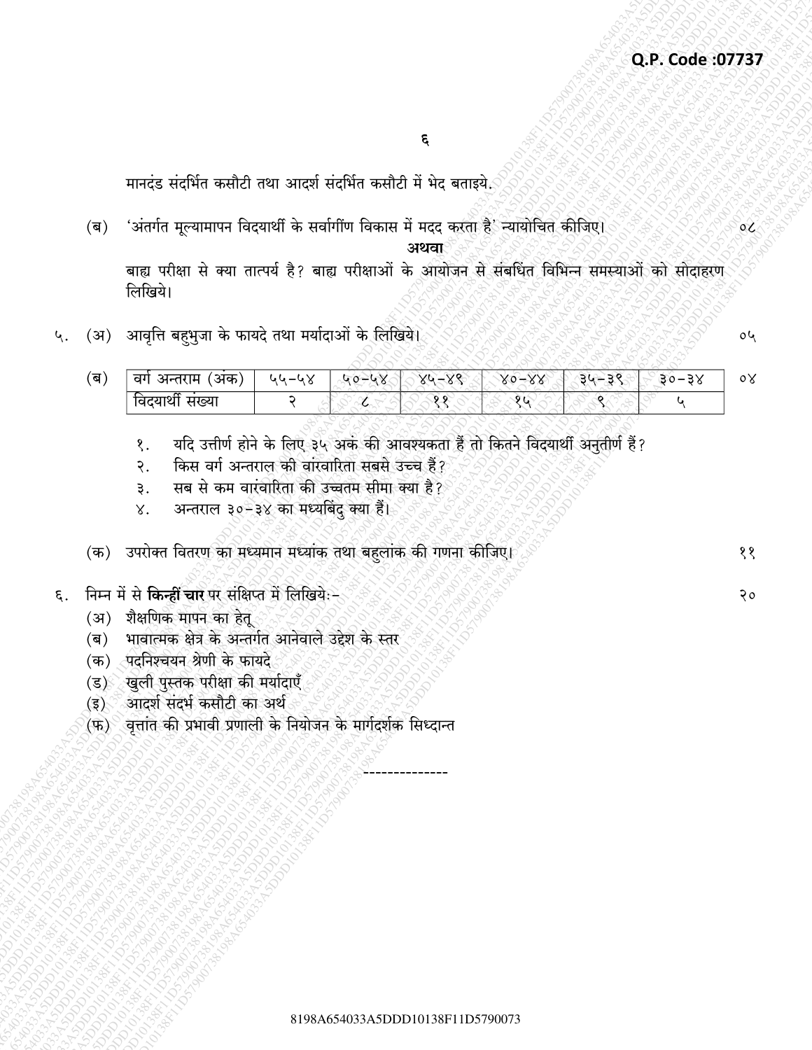मानदंड संदर्भित कसौटी तथा आदर्श संदर्भित कसौटी में भेद बताइये.

(ब) 'अंतर्गत मूल्यामापन विद्यार्थी के सर्वागींण विकास में मदद करता है' न्यायोचित कीजिए। ०८

**अथवा**

बाह्य परीक्षा से क्या तात्पर्य है? बाह्य परीक्षाओं के आयोजन से संबंधित विभिन्न समस्याओं को सोदाहरण लिखिये।

५. (अ) आवृत्ति बहुभुजा के फायदे तथा मर्यादाओं के लिखिये। ०५

(ब) ०४

| वर्ग अन्तराम (अंक) | ५५-५४ | ५०-५४ | ४५-४९ | ४०-४४ | ३५-३९ | ३०-३४ |
|---|---|---|---|---|---|---|
| विद्यार्थी संख्या | २ | ८ | ११ | १५ | ९ | ५ |

१. यदि उत्तीर्ण होने के लिए ३५ अंक की आवश्यकता हैं तो कितने विद्यार्थी अनुतीर्ण हैं?
२. किस वर्ग अन्तराल की वारंवारिता सबसे उच्च हैं?
३. सब से कम वारंवारिता की उच्चतम सीमा क्या है?
४. अन्तराल ३०-३४ का मध्यबिंदु क्या हैं।

(क) उपरोक्त वितरण का मध्यमान मध्यांक तथा बहुलांक की गणना कीजिए। ११

६. निम्न में से **किन्हीं चार** पर संक्षिप्त में लिखियेः- २०

(अ) शैक्षणिक मापन का हेतू
(ब) भावात्मक क्षेत्र के अन्तर्गत आनेवाले उद्देश के स्तर
(क) पदनिश्चयन श्रेणी के फायदे
(ड) खुली पुस्तक परीक्षा की मर्यादाएँ
(इ) आदर्श संदर्भ कसौटी का अर्थ
(फ) वृत्तांत की प्रभावी प्रणाली के नियोजन के मार्गदर्शक सिध्दान्त

--------------